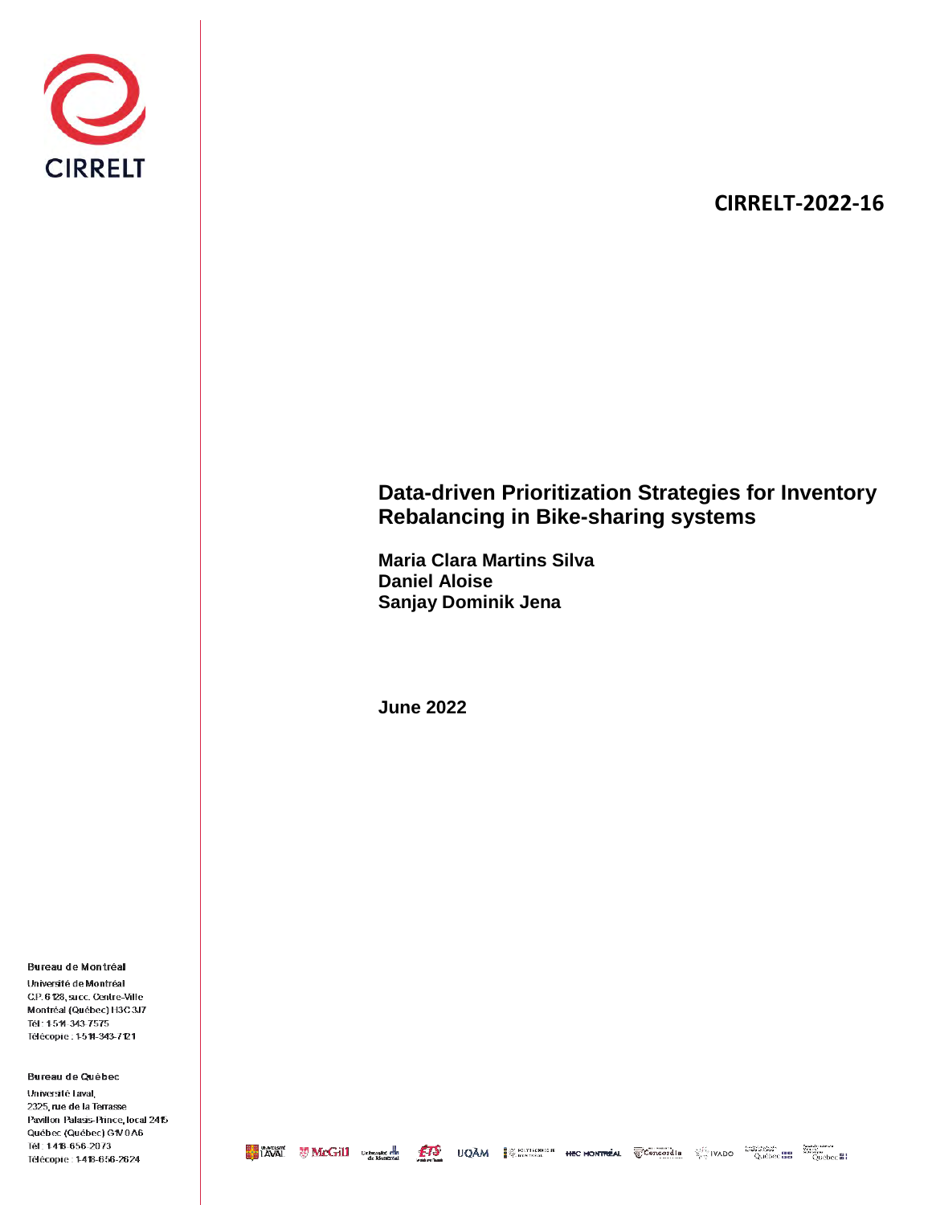CIRRELT

**CIRRELT-2022-16**

# Data-driven Prioritization Strategies for Inventory Rebalancing in Bike-sharing systems

**Maria Clara Martins Silva**
**Daniel Aloise**
**Sanjay Dominik Jena**

**June 2022**

**Bureau de Montréal**

Université de Montréal
C.P. 6 128, succ. Centre-Ville
Montréal (Québec) H3C 3J7
Tél : 1-514-343-7575
Télécopie : 1-514-343-7121

**Bureau de Québec**

Université Laval,
2325, rue de la Terrasse
Pavillon Palasis-Prince, local 2415
Québec (Québec) G1V 0A6
Tél : 1-418-656-2073
Télécopie : 1-418-656-2624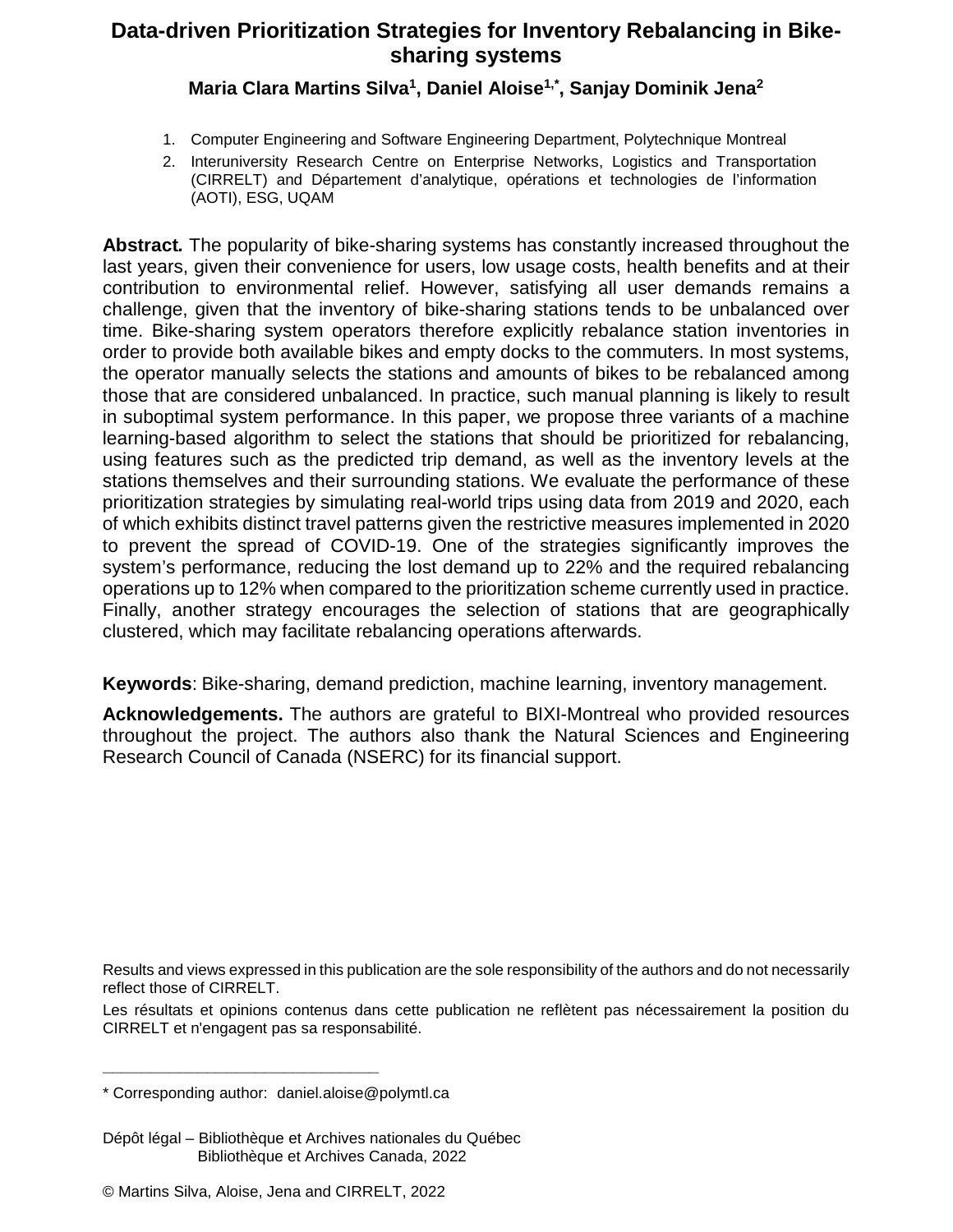# Data-driven Prioritization Strategies for Inventory Rebalancing in Bike-sharing systems

**Maria Clara Martins Silva[1], Daniel Aloise[1,*], Sanjay Dominik Jena[2]**

1. Computer Engineering and Software Engineering Department, Polytechnique Montreal
2. Interuniversity Research Centre on Enterprise Networks, Logistics and Transportation (CIRRELT) and Département d'analytique, opérations et technologies de l'information (AOTI), ESG, UQAM

**Abstract.** The popularity of bike-sharing systems has constantly increased throughout the last years, given their convenience for users, low usage costs, health benefits and at their contribution to environmental relief. However, satisfying all user demands remains a challenge, given that the inventory of bike-sharing stations tends to be unbalanced over time. Bike-sharing system operators therefore explicitly rebalance station inventories in order to provide both available bikes and empty docks to the commuters. In most systems, the operator manually selects the stations and amounts of bikes to be rebalanced among those that are considered unbalanced. In practice, such manual planning is likely to result in suboptimal system performance. In this paper, we propose three variants of a machine learning-based algorithm to select the stations that should be prioritized for rebalancing, using features such as the predicted trip demand, as well as the inventory levels at the stations themselves and their surrounding stations. We evaluate the performance of these prioritization strategies by simulating real-world trips using data from 2019 and 2020, each of which exhibits distinct travel patterns given the restrictive measures implemented in 2020 to prevent the spread of COVID-19. One of the strategies significantly improves the system's performance, reducing the lost demand up to 22% and the required rebalancing operations up to 12% when compared to the prioritization scheme currently used in practice. Finally, another strategy encourages the selection of stations that are geographically clustered, which may facilitate rebalancing operations afterwards.

**Keywords**: Bike-sharing, demand prediction, machine learning, inventory management.

**Acknowledgements.** The authors are grateful to BIXI-Montreal who provided resources throughout the project. The authors also thank the Natural Sciences and Engineering Research Council of Canada (NSERC) for its financial support.

Results and views expressed in this publication are the sole responsibility of the authors and do not necessarily reflect those of CIRRELT.

Les résultats et opinions contenus dans cette publication ne reflètent pas nécessairement la position du CIRRELT et n'engagent pas sa responsabilité.

---

\* Corresponding author: daniel.aloise@polymtl.ca

Dépôt légal – Bibliothèque et Archives nationales du Québec
Bibliothèque et Archives Canada, 2022

© Martins Silva, Aloise, Jena and CIRRELT, 2022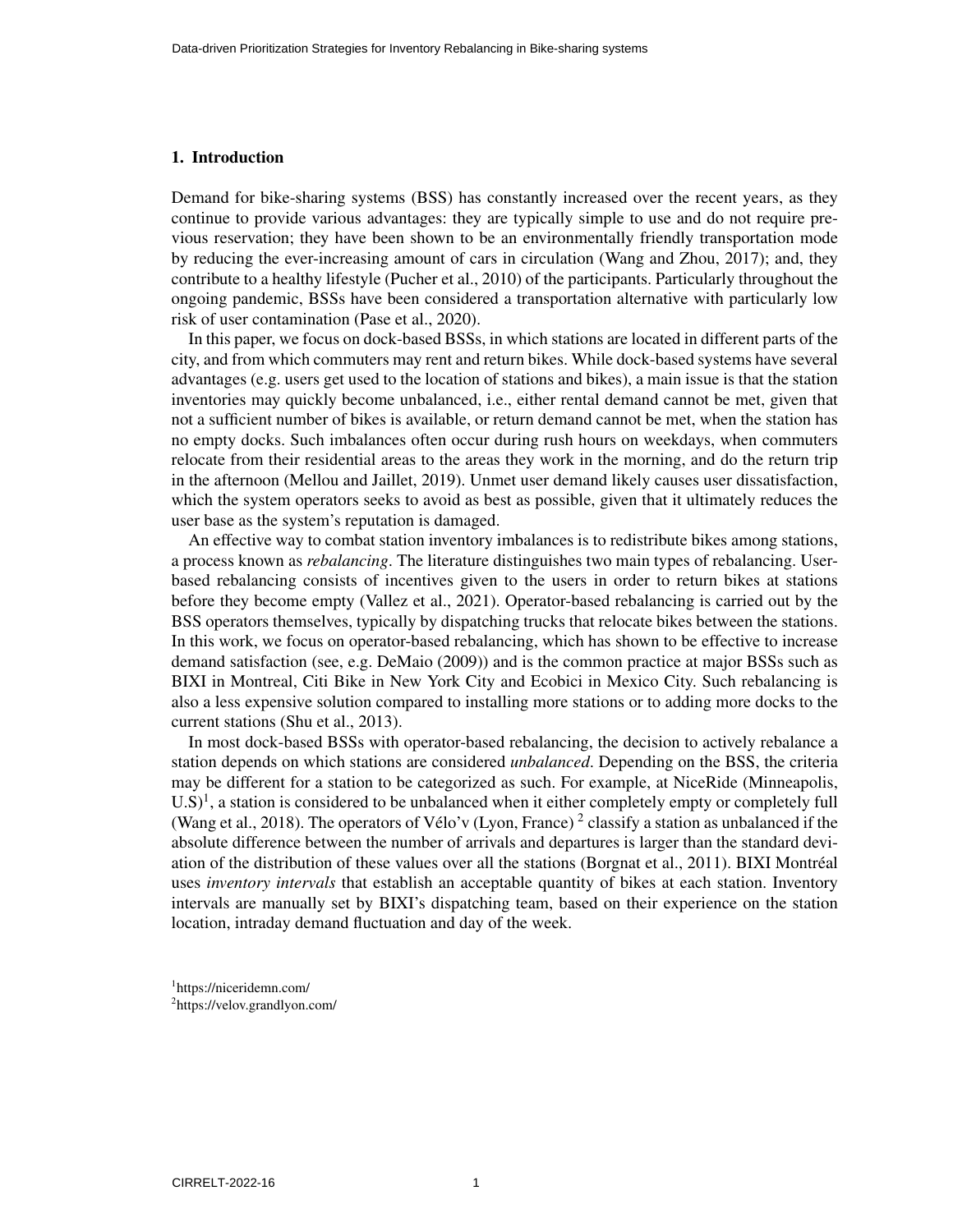## 1. Introduction

Demand for bike-sharing systems (BSS) has constantly increased over the recent years, as they continue to provide various advantages: they are typically simple to use and do not require previous reservation; they have been shown to be an environmentally friendly transportation mode by reducing the ever-increasing amount of cars in circulation (Wang and Zhou, 2017); and, they contribute to a healthy lifestyle (Pucher et al., 2010) of the participants. Particularly throughout the ongoing pandemic, BSSs have been considered a transportation alternative with particularly low risk of user contamination (Pase et al., 2020).

In this paper, we focus on dock-based BSSs, in which stations are located in different parts of the city, and from which commuters may rent and return bikes. While dock-based systems have several advantages (e.g. users get used to the location of stations and bikes), a main issue is that the station inventories may quickly become unbalanced, i.e., either rental demand cannot be met, given that not a sufficient number of bikes is available, or return demand cannot be met, when the station has no empty docks. Such imbalances often occur during rush hours on weekdays, when commuters relocate from their residential areas to the areas they work in the morning, and do the return trip in the afternoon (Mellou and Jaillet, 2019). Unmet user demand likely causes user dissatisfaction, which the system operators seeks to avoid as best as possible, given that it ultimately reduces the user base as the system's reputation is damaged.

An effective way to combat station inventory imbalances is to redistribute bikes among stations, a process known as *rebalancing*. The literature distinguishes two main types of rebalancing. User-based rebalancing consists of incentives given to the users in order to return bikes at stations before they become empty (Vallez et al., 2021). Operator-based rebalancing is carried out by the BSS operators themselves, typically by dispatching trucks that relocate bikes between the stations. In this work, we focus on operator-based rebalancing, which has shown to be effective to increase demand satisfaction (see, e.g. DeMaio (2009)) and is the common practice at major BSSs such as BIXI in Montreal, Citi Bike in New York City and Ecobici in Mexico City. Such rebalancing is also a less expensive solution compared to installing more stations or to adding more docks to the current stations (Shu et al., 2013).

In most dock-based BSSs with operator-based rebalancing, the decision to actively rebalance a station depends on which stations are considered *unbalanced*. Depending on the BSS, the criteria may be different for a station to be categorized as such. For example, at NiceRide (Minneapolis, U.S)[1], a station is considered to be unbalanced when it either completely empty or completely full (Wang et al., 2018). The operators of Vélo'v (Lyon, France) [2] classify a station as unbalanced if the absolute difference between the number of arrivals and departures is larger than the standard deviation of the distribution of these values over all the stations (Borgnat et al., 2011). BIXI Montréal uses *inventory intervals* that establish an acceptable quantity of bikes at each station. Inventory intervals are manually set by BIXI's dispatching team, based on their experience on the station location, intraday demand fluctuation and day of the week.

[1] https://niceridemn.com/
[2] https://velov.grandlyon.com/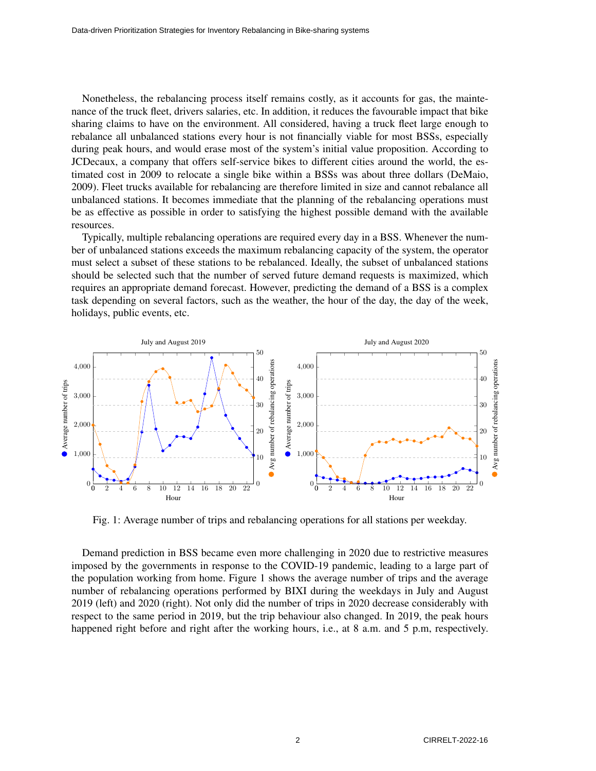Nonetheless, the rebalancing process itself remains costly, as it accounts for gas, the maintenance of the truck fleet, drivers salaries, etc. In addition, it reduces the favourable impact that bike sharing claims to have on the environment. All considered, having a truck fleet large enough to rebalance all unbalanced stations every hour is not financially viable for most BSSs, especially during peak hours, and would erase most of the system's initial value proposition. According to JCDecaux, a company that offers self-service bikes to different cities around the world, the estimated cost in 2009 to relocate a single bike within a BSSs was about three dollars (DeMaio, 2009). Fleet trucks available for rebalancing are therefore limited in size and cannot rebalance all unbalanced stations. It becomes immediate that the planning of the rebalancing operations must be as effective as possible in order to satisfying the highest possible demand with the available resources.

Typically, multiple rebalancing operations are required every day in a BSS. Whenever the number of unbalanced stations exceeds the maximum rebalancing capacity of the system, the operator must select a subset of these stations to be rebalanced. Ideally, the subset of unbalanced stations should be selected such that the number of served future demand requests is maximized, which requires an appropriate demand forecast. However, predicting the demand of a BSS is a complex task depending on several factors, such as the weather, the hour of the day, the day of the week, holidays, public events, etc.

Fig. 1: Average number of trips and rebalancing operations for all stations per weekday.

Demand prediction in BSS became even more challenging in 2020 due to restrictive measures imposed by the governments in response to the COVID-19 pandemic, leading to a large part of the population working from home. Figure 1 shows the average number of trips and the average number of rebalancing operations performed by BIXI during the weekdays in July and August 2019 (left) and 2020 (right). Not only did the number of trips in 2020 decrease considerably with respect to the same period in 2019, but the trip behaviour also changed. In 2019, the peak hours happened right before and right after the working hours, i.e., at 8 a.m. and 5 p.m, respectively.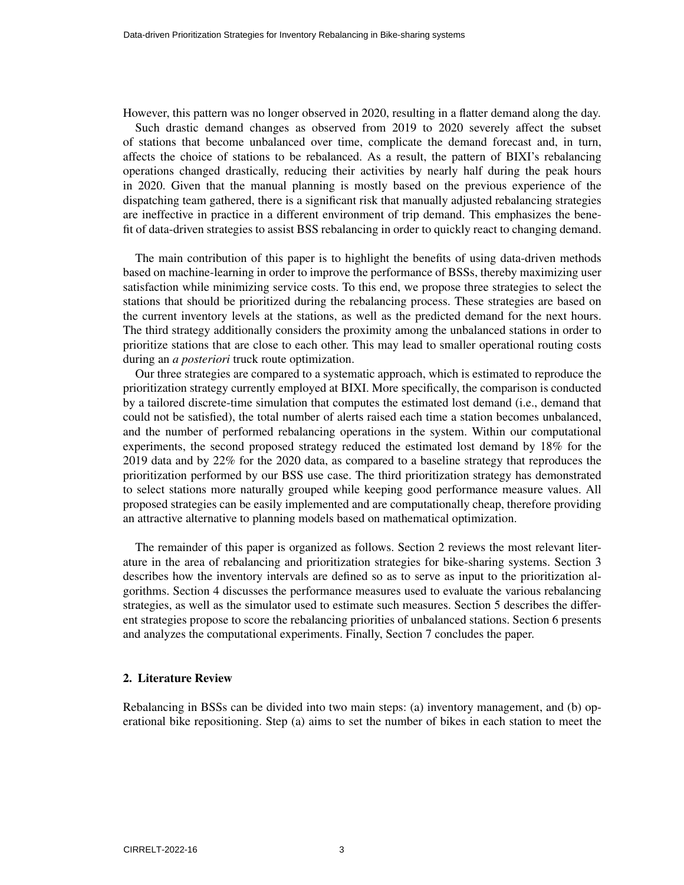However, this pattern was no longer observed in 2020, resulting in a flatter demand along the day.

Such drastic demand changes as observed from 2019 to 2020 severely affect the subset of stations that become unbalanced over time, complicate the demand forecast and, in turn, affects the choice of stations to be rebalanced. As a result, the pattern of BIXI's rebalancing operations changed drastically, reducing their activities by nearly half during the peak hours in 2020. Given that the manual planning is mostly based on the previous experience of the dispatching team gathered, there is a significant risk that manually adjusted rebalancing strategies are ineffective in practice in a different environment of trip demand. This emphasizes the benefit of data-driven strategies to assist BSS rebalancing in order to quickly react to changing demand.

The main contribution of this paper is to highlight the benefits of using data-driven methods based on machine-learning in order to improve the performance of BSSs, thereby maximizing user satisfaction while minimizing service costs. To this end, we propose three strategies to select the stations that should be prioritized during the rebalancing process. These strategies are based on the current inventory levels at the stations, as well as the predicted demand for the next hours. The third strategy additionally considers the proximity among the unbalanced stations in order to prioritize stations that are close to each other. This may lead to smaller operational routing costs during an *a posteriori* truck route optimization.

Our three strategies are compared to a systematic approach, which is estimated to reproduce the prioritization strategy currently employed at BIXI. More specifically, the comparison is conducted by a tailored discrete-time simulation that computes the estimated lost demand (i.e., demand that could not be satisfied), the total number of alerts raised each time a station becomes unbalanced, and the number of performed rebalancing operations in the system. Within our computational experiments, the second proposed strategy reduced the estimated lost demand by 18% for the 2019 data and by 22% for the 2020 data, as compared to a baseline strategy that reproduces the prioritization performed by our BSS use case. The third prioritization strategy has demonstrated to select stations more naturally grouped while keeping good performance measure values. All proposed strategies can be easily implemented and are computationally cheap, therefore providing an attractive alternative to planning models based on mathematical optimization.

The remainder of this paper is organized as follows. Section 2 reviews the most relevant literature in the area of rebalancing and prioritization strategies for bike-sharing systems. Section 3 describes how the inventory intervals are defined so as to serve as input to the prioritization algorithms. Section 4 discusses the performance measures used to evaluate the various rebalancing strategies, as well as the simulator used to estimate such measures. Section 5 describes the different strategies propose to score the rebalancing priorities of unbalanced stations. Section 6 presents and analyzes the computational experiments. Finally, Section 7 concludes the paper.

## 2. Literature Review

Rebalancing in BSSs can be divided into two main steps: (a) inventory management, and (b) operational bike repositioning. Step (a) aims to set the number of bikes in each station to meet the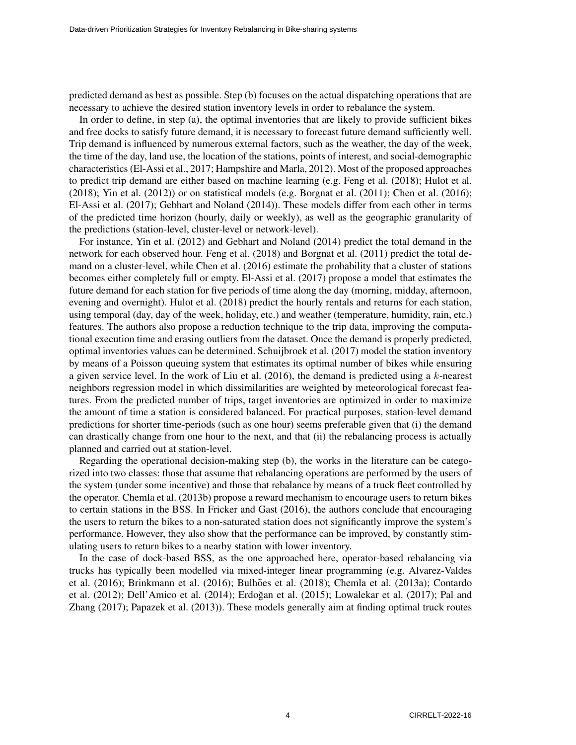predicted demand as best as possible. Step (b) focuses on the actual dispatching operations that are necessary to achieve the desired station inventory levels in order to rebalance the system.

In order to define, in step (a), the optimal inventories that are likely to provide sufficient bikes and free docks to satisfy future demand, it is necessary to forecast future demand sufficiently well. Trip demand is influenced by numerous external factors, such as the weather, the day of the week, the time of the day, land use, the location of the stations, points of interest, and social-demographic characteristics (El-Assi et al., 2017; Hampshire and Marla, 2012). Most of the proposed approaches to predict trip demand are either based on machine learning (e.g. Feng et al. (2018); Hulot et al. (2018); Yin et al. (2012)) or on statistical models (e.g. Borgnat et al. (2011); Chen et al. (2016); El-Assi et al. (2017); Gebhart and Noland (2014)). These models differ from each other in terms of the predicted time horizon (hourly, daily or weekly), as well as the geographic granularity of the predictions (station-level, cluster-level or network-level).

For instance, Yin et al. (2012) and Gebhart and Noland (2014) predict the total demand in the network for each observed hour. Feng et al. (2018) and Borgnat et al. (2011) predict the total demand on a cluster-level, while Chen et al. (2016) estimate the probability that a cluster of stations becomes either completely full or empty. El-Assi et al. (2017) propose a model that estimates the future demand for each station for five periods of time along the day (morning, midday, afternoon, evening and overnight). Hulot et al. (2018) predict the hourly rentals and returns for each station, using temporal (day, day of the week, holiday, etc.) and weather (temperature, humidity, rain, etc.) features. The authors also propose a reduction technique to the trip data, improving the computational execution time and erasing outliers from the dataset. Once the demand is properly predicted, optimal inventories values can be determined. Schuijbroek et al. (2017) model the station inventory by means of a Poisson queuing system that estimates its optimal number of bikes while ensuring a given service level. In the work of Liu et al. (2016), the demand is predicted using a $k$-nearest neighbors regression model in which dissimilarities are weighted by meteorological forecast features. From the predicted number of trips, target inventories are optimized in order to maximize the amount of time a station is considered balanced. For practical purposes, station-level demand predictions for shorter time-periods (such as one hour) seems preferable given that (i) the demand can drastically change from one hour to the next, and that (ii) the rebalancing process is actually planned and carried out at station-level.

Regarding the operational decision-making step (b), the works in the literature can be categorized into two classes: those that assume that rebalancing operations are performed by the users of the system (under some incentive) and those that rebalance by means of a truck fleet controlled by the operator. Chemla et al. (2013b) propose a reward mechanism to encourage users to return bikes to certain stations in the BSS. In Fricker and Gast (2016), the authors conclude that encouraging the users to return the bikes to a non-saturated station does not significantly improve the system's performance. However, they also show that the performance can be improved, by constantly stimulating users to return bikes to a nearby station with lower inventory.

In the case of dock-based BSS, as the one approached here, operator-based rebalancing via trucks has typically been modelled via mixed-integer linear programming (e.g. Alvarez-Valdes et al. (2016); Brinkmann et al. (2016); Bulhões et al. (2018); Chemla et al. (2013a); Contardo et al. (2012); Dell'Amico et al. (2014); Erdoğan et al. (2015); Lowalekar et al. (2017); Pal and Zhang (2017); Papazek et al. (2013)). These models generally aim at finding optimal truck routes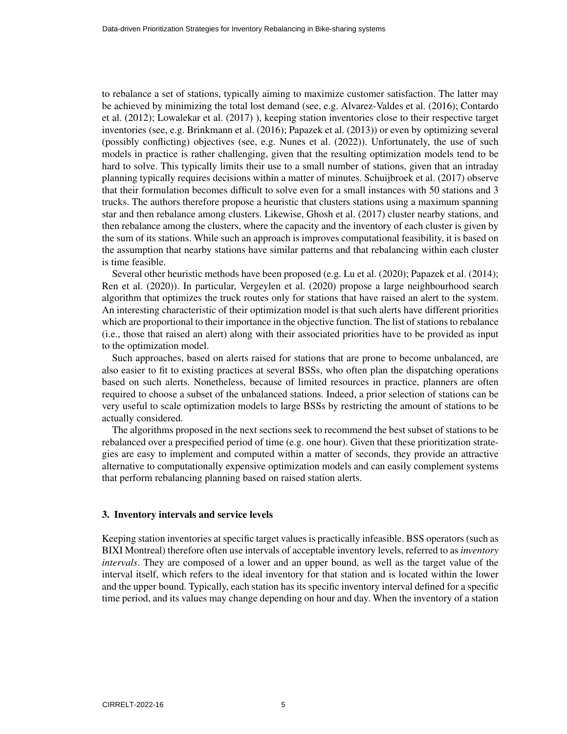to rebalance a set of stations, typically aiming to maximize customer satisfaction. The latter may be achieved by minimizing the total lost demand (see, e.g. Alvarez-Valdes et al. (2016); Contardo et al. (2012); Lowalekar et al. (2017) ), keeping station inventories close to their respective target inventories (see, e.g. Brinkmann et al. (2016); Papazek et al. (2013)) or even by optimizing several (possibly conflicting) objectives (see, e.g. Nunes et al. (2022)). Unfortunately, the use of such models in practice is rather challenging, given that the resulting optimization models tend to be hard to solve. This typically limits their use to a small number of stations, given that an intraday planning typically requires decisions within a matter of minutes. Schuijbroek et al. (2017) observe that their formulation becomes difficult to solve even for a small instances with 50 stations and 3 trucks. The authors therefore propose a heuristic that clusters stations using a maximum spanning star and then rebalance among clusters. Likewise, Ghosh et al. (2017) cluster nearby stations, and then rebalance among the clusters, where the capacity and the inventory of each cluster is given by the sum of its stations. While such an approach is improves computational feasibility, it is based on the assumption that nearby stations have similar patterns and that rebalancing within each cluster is time feasible.

Several other heuristic methods have been proposed (e.g. Lu et al. (2020); Papazek et al. (2014); Ren et al. (2020)). In particular, Vergeylen et al. (2020) propose a large neighbourhood search algorithm that optimizes the truck routes only for stations that have raised an alert to the system. An interesting characteristic of their optimization model is that such alerts have different priorities which are proportional to their importance in the objective function. The list of stations to rebalance (i.e., those that raised an alert) along with their associated priorities have to be provided as input to the optimization model.

Such approaches, based on alerts raised for stations that are prone to become unbalanced, are also easier to fit to existing practices at several BSSs, who often plan the dispatching operations based on such alerts. Nonetheless, because of limited resources in practice, planners are often required to choose a subset of the unbalanced stations. Indeed, a prior selection of stations can be very useful to scale optimization models to large BSSs by restricting the amount of stations to be actually considered.

The algorithms proposed in the next sections seek to recommend the best subset of stations to be rebalanced over a prespecified period of time (e.g. one hour). Given that these prioritization strategies are easy to implement and computed within a matter of seconds, they provide an attractive alternative to computationally expensive optimization models and can easily complement systems that perform rebalancing planning based on raised station alerts.

## 3. Inventory intervals and service levels

Keeping station inventories at specific target values is practically infeasible. BSS operators (such as BIXI Montreal) therefore often use intervals of acceptable inventory levels, referred to as *inventory intervals*. They are composed of a lower and an upper bound, as well as the target value of the interval itself, which refers to the ideal inventory for that station and is located within the lower and the upper bound. Typically, each station has its specific inventory interval defined for a specific time period, and its values may change depending on hour and day. When the inventory of a station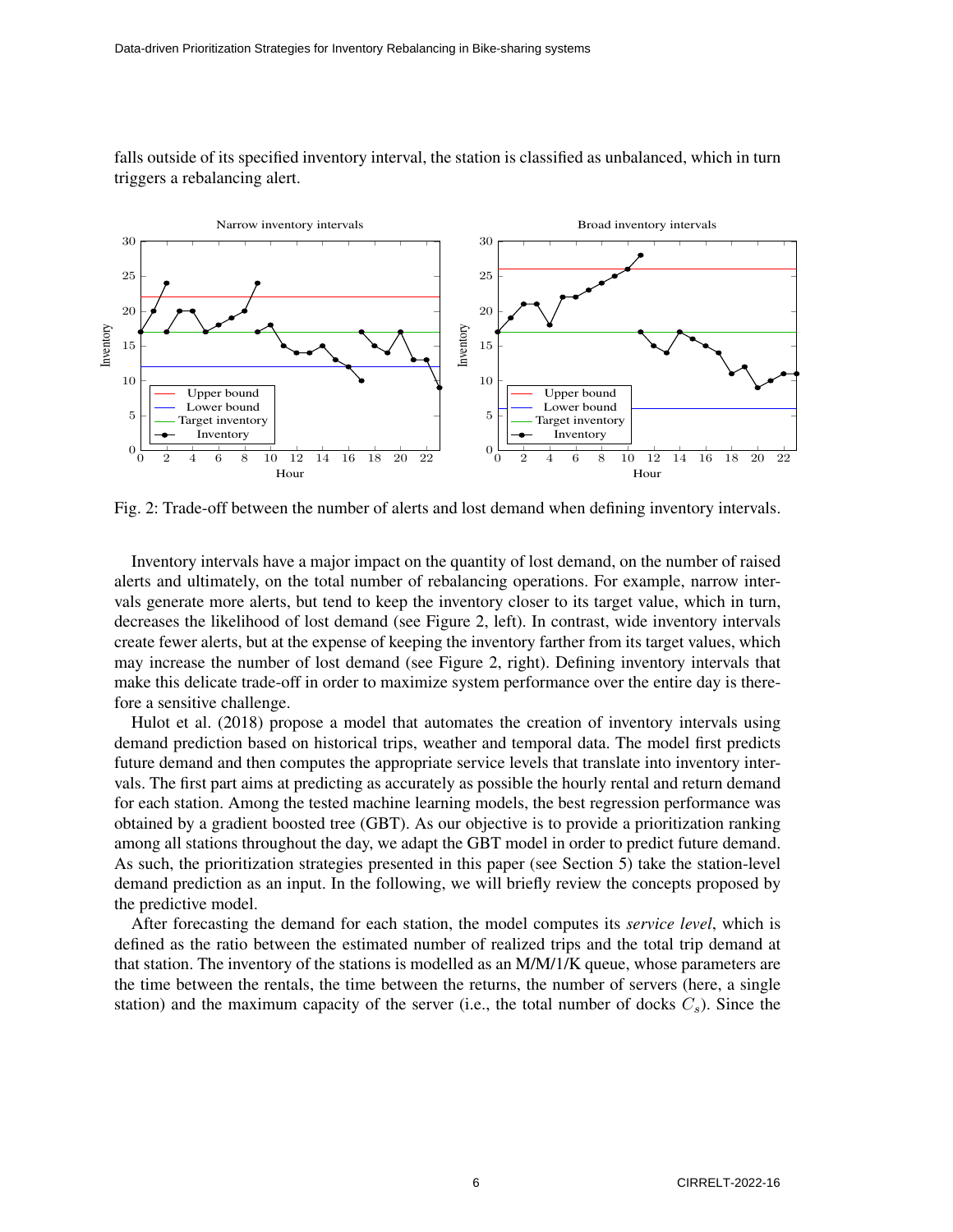falls outside of its specified inventory interval, the station is classified as unbalanced, which in turn triggers a rebalancing alert.

Fig. 2: Trade-off between the number of alerts and lost demand when defining inventory intervals.

Inventory intervals have a major impact on the quantity of lost demand, on the number of raised alerts and ultimately, on the total number of rebalancing operations. For example, narrow intervals generate more alerts, but tend to keep the inventory closer to its target value, which in turn, decreases the likelihood of lost demand (see Figure 2, left). In contrast, wide inventory intervals create fewer alerts, but at the expense of keeping the inventory farther from its target values, which may increase the number of lost demand (see Figure 2, right). Defining inventory intervals that make this delicate trade-off in order to maximize system performance over the entire day is therefore a sensitive challenge.

Hulot et al. (2018) propose a model that automates the creation of inventory intervals using demand prediction based on historical trips, weather and temporal data. The model first predicts future demand and then computes the appropriate service levels that translate into inventory intervals. The first part aims at predicting as accurately as possible the hourly rental and return demand for each station. Among the tested machine learning models, the best regression performance was obtained by a gradient boosted tree (GBT). As our objective is to provide a prioritization ranking among all stations throughout the day, we adapt the GBT model in order to predict future demand. As such, the prioritization strategies presented in this paper (see Section 5) take the station-level demand prediction as an input. In the following, we will briefly review the concepts proposed by the predictive model.

After forecasting the demand for each station, the model computes its *service level*, which is defined as the ratio between the estimated number of realized trips and the total trip demand at that station. The inventory of the stations is modelled as an M/M/1/K queue, whose parameters are the time between the rentals, the time between the returns, the number of servers (here, a single station) and the maximum capacity of the server (i.e., the total number of docks $C_s$). Since the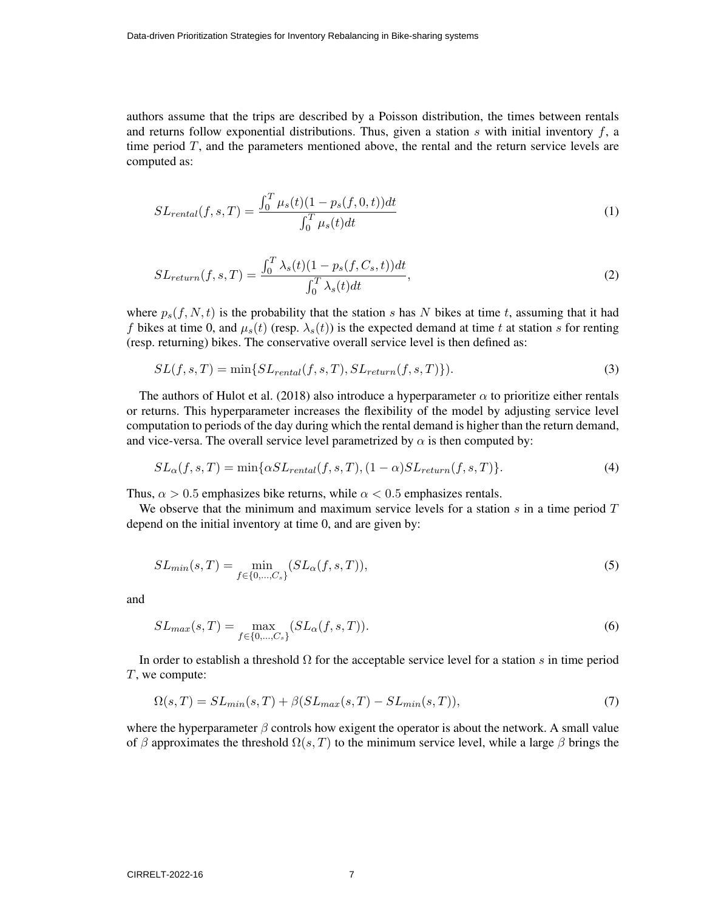authors assume that the trips are described by a Poisson distribution, the times between rentals and returns follow exponential distributions. Thus, given a station $s$ with initial inventory $f$, a time period $T$, and the parameters mentioned above, the rental and the return service levels are computed as:

$$SL_{rental}(f, s, T) = \frac{\int_0^T \mu_s(t)(1 - p_s(f, 0, t))dt}{\int_0^T \mu_s(t)dt} \tag{1}$$

$$SL_{return}(f, s, T) = \frac{\int_0^T \lambda_s(t)(1 - p_s(f, C_s, t))dt}{\int_0^T \lambda_s(t)dt}, \tag{2}$$

where $p_s(f, N, t)$ is the probability that the station $s$ has $N$ bikes at time $t$, assuming that it had $f$ bikes at time 0, and $\mu_s(t)$ (resp. $\lambda_s(t)$) is the expected demand at time $t$ at station $s$ for renting (resp. returning) bikes. The conservative overall service level is then defined as:

$$SL(f, s, T) = \min\{SL_{rental}(f, s, T), SL_{return}(f, s, T)\}). \tag{3}$$

The authors of Hulot et al. (2018) also introduce a hyperparameter $\alpha$ to prioritize either rentals or returns. This hyperparameter increases the flexibility of the model by adjusting service level computation to periods of the day during which the rental demand is higher than the return demand, and vice-versa. The overall service level parametrized by $\alpha$ is then computed by:

$$SL_\alpha(f, s, T) = \min\{\alpha SL_{rental}(f, s, T), (1 - \alpha)SL_{return}(f, s, T)\}. \tag{4}$$

Thus, $\alpha > 0.5$ emphasizes bike returns, while $\alpha < 0.5$ emphasizes rentals.

We observe that the minimum and maximum service levels for a station $s$ in a time period $T$ depend on the initial inventory at time 0, and are given by:

$$SL_{min}(s, T) = \min_{f \in \{0,\ldots,C_s\}} (SL_\alpha(f, s, T)), \tag{5}$$

and

$$SL_{max}(s, T) = \max_{f \in \{0,\ldots,C_s\}} (SL_\alpha(f, s, T)). \tag{6}$$

In order to establish a threshold $\Omega$ for the acceptable service level for a station $s$ in time period $T$, we compute:

$$\Omega(s, T) = SL_{min}(s, T) + \beta(SL_{max}(s, T) - SL_{min}(s, T)), \tag{7}$$

where the hyperparameter $\beta$ controls how exigent the operator is about the network. A small value of $\beta$ approximates the threshold $\Omega(s, T)$ to the minimum service level, while a large $\beta$ brings the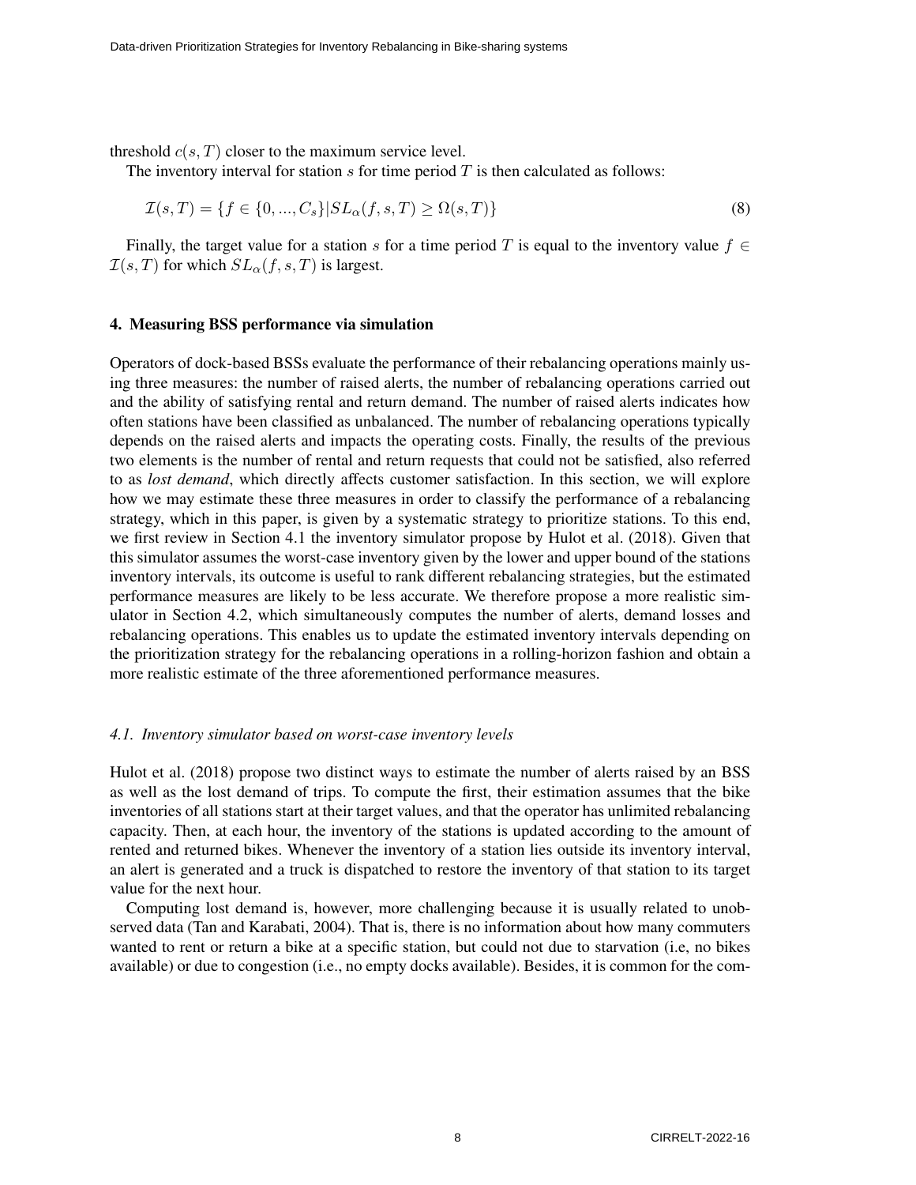threshold $c(s, T)$ closer to the maximum service level.

The inventory interval for station $s$ for time period $T$ is then calculated as follows:

$$\mathcal{I}(s, T) = \{f \in \{0, ..., C_s\} | SL_\alpha(f, s, T) \geq \Omega(s, T)\} \tag{8}$$

Finally, the target value for a station $s$ for a time period $T$ is equal to the inventory value $f \in \mathcal{I}(s, T)$ for which $SL_\alpha(f, s, T)$ is largest.

## 4. Measuring BSS performance via simulation

Operators of dock-based BSSs evaluate the performance of their rebalancing operations mainly using three measures: the number of raised alerts, the number of rebalancing operations carried out and the ability of satisfying rental and return demand. The number of raised alerts indicates how often stations have been classified as unbalanced. The number of rebalancing operations typically depends on the raised alerts and impacts the operating costs. Finally, the results of the previous two elements is the number of rental and return requests that could not be satisfied, also referred to as *lost demand*, which directly affects customer satisfaction. In this section, we will explore how we may estimate these three measures in order to classify the performance of a rebalancing strategy, which in this paper, is given by a systematic strategy to prioritize stations. To this end, we first review in Section 4.1 the inventory simulator propose by Hulot et al. (2018). Given that this simulator assumes the worst-case inventory given by the lower and upper bound of the stations inventory intervals, its outcome is useful to rank different rebalancing strategies, but the estimated performance measures are likely to be less accurate. We therefore propose a more realistic simulator in Section 4.2, which simultaneously computes the number of alerts, demand losses and rebalancing operations. This enables us to update the estimated inventory intervals depending on the prioritization strategy for the rebalancing operations in a rolling-horizon fashion and obtain a more realistic estimate of the three aforementioned performance measures.

### *4.1. Inventory simulator based on worst-case inventory levels*

Hulot et al. (2018) propose two distinct ways to estimate the number of alerts raised by an BSS as well as the lost demand of trips. To compute the first, their estimation assumes that the bike inventories of all stations start at their target values, and that the operator has unlimited rebalancing capacity. Then, at each hour, the inventory of the stations is updated according to the amount of rented and returned bikes. Whenever the inventory of a station lies outside its inventory interval, an alert is generated and a truck is dispatched to restore the inventory of that station to its target value for the next hour.

Computing lost demand is, however, more challenging because it is usually related to unobserved data (Tan and Karabati, 2004). That is, there is no information about how many commuters wanted to rent or return a bike at a specific station, but could not due to starvation (i.e, no bikes available) or due to congestion (i.e., no empty docks available). Besides, it is common for the com-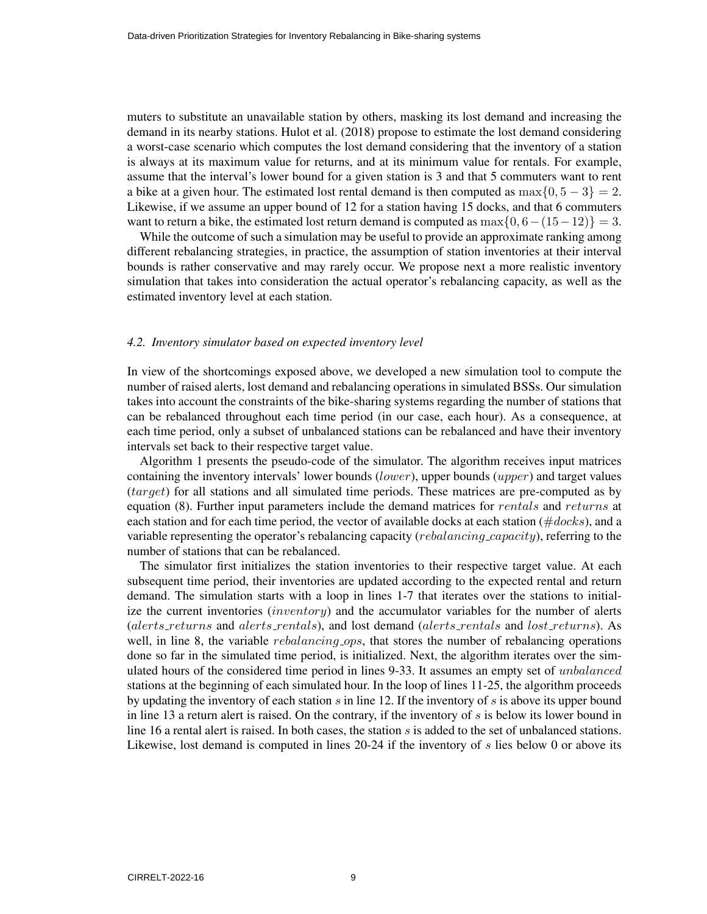muters to substitute an unavailable station by others, masking its lost demand and increasing the demand in its nearby stations. Hulot et al. (2018) propose to estimate the lost demand considering a worst-case scenario which computes the lost demand considering that the inventory of a station is always at its maximum value for returns, and at its minimum value for rentals. For example, assume that the interval's lower bound for a given station is 3 and that 5 commuters want to rent a bike at a given hour. The estimated lost rental demand is then computed as $\max\{0, 5-3\} = 2$. Likewise, if we assume an upper bound of 12 for a station having 15 docks, and that 6 commuters want to return a bike, the estimated lost return demand is computed as $\max\{0, 6-(15-12)\} = 3$.

While the outcome of such a simulation may be useful to provide an approximate ranking among different rebalancing strategies, in practice, the assumption of station inventories at their interval bounds is rather conservative and may rarely occur. We propose next a more realistic inventory simulation that takes into consideration the actual operator's rebalancing capacity, as well as the estimated inventory level at each station.

### *4.2. Inventory simulator based on expected inventory level*

In view of the shortcomings exposed above, we developed a new simulation tool to compute the number of raised alerts, lost demand and rebalancing operations in simulated BSSs. Our simulation takes into account the constraints of the bike-sharing systems regarding the number of stations that can be rebalanced throughout each time period (in our case, each hour). As a consequence, at each time period, only a subset of unbalanced stations can be rebalanced and have their inventory intervals set back to their respective target value.

Algorithm 1 presents the pseudo-code of the simulator. The algorithm receives input matrices containing the inventory intervals' lower bounds ($lower$), upper bounds ($upper$) and target values ($target$) for all stations and all simulated time periods. These matrices are pre-computed as by equation (8). Further input parameters include the demand matrices for $rentals$ and $returns$ at each station and for each time period, the vector of available docks at each station ($\#docks$), and a variable representing the operator's rebalancing capacity ($rebalancing\_capacity$), referring to the number of stations that can be rebalanced.

The simulator first initializes the station inventories to their respective target value. At each subsequent time period, their inventories are updated according to the expected rental and return demand. The simulation starts with a loop in lines 1-7 that iterates over the stations to initialize the current inventories ($inventory$) and the accumulator variables for the number of alerts ($alerts\_returns$ and $alerts\_rentals$), and lost demand ($alerts\_rentals$ and $lost\_returns$). As well, in line 8, the variable $rebalancing\_ops$, that stores the number of rebalancing operations done so far in the simulated time period, is initialized. Next, the algorithm iterates over the simulated hours of the considered time period in lines 9-33. It assumes an empty set of $unbalanced$ stations at the beginning of each simulated hour. In the loop of lines 11-25, the algorithm proceeds by updating the inventory of each station $s$ in line 12. If the inventory of $s$ is above its upper bound in line 13 a return alert is raised. On the contrary, if the inventory of $s$ is below its lower bound in line 16 a rental alert is raised. In both cases, the station $s$ is added to the set of unbalanced stations. Likewise, lost demand is computed in lines 20-24 if the inventory of $s$ lies below 0 or above its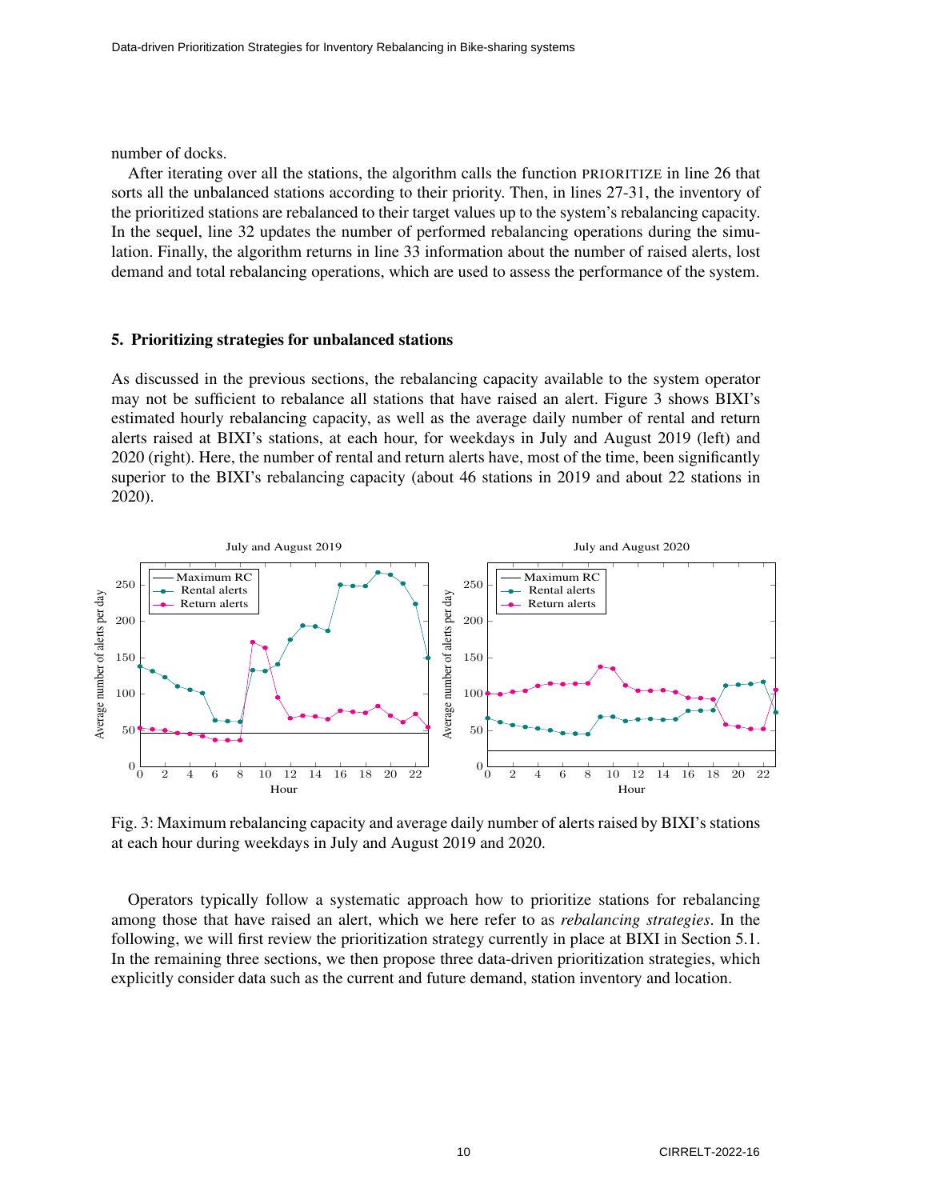number of docks.

After iterating over all the stations, the algorithm calls the function PRIORITIZE in line 26 that sorts all the unbalanced stations according to their priority. Then, in lines 27-31, the inventory of the prioritized stations are rebalanced to their target values up to the system's rebalancing capacity. In the sequel, line 32 updates the number of performed rebalancing operations during the simulation. Finally, the algorithm returns in line 33 information about the number of raised alerts, lost demand and total rebalancing operations, which are used to assess the performance of the system.

## 5. Prioritizing strategies for unbalanced stations

As discussed in the previous sections, the rebalancing capacity available to the system operator may not be sufficient to rebalance all stations that have raised an alert. Figure 3 shows BIXI's estimated hourly rebalancing capacity, as well as the average daily number of rental and return alerts raised at BIXI's stations, at each hour, for weekdays in July and August 2019 (left) and 2020 (right). Here, the number of rental and return alerts have, most of the time, been significantly superior to the BIXI's rebalancing capacity (about 46 stations in 2019 and about 22 stations in 2020).

Fig. 3: Maximum rebalancing capacity and average daily number of alerts raised by BIXI's stations at each hour during weekdays in July and August 2019 and 2020.

Operators typically follow a systematic approach how to prioritize stations for rebalancing among those that have raised an alert, which we here refer to as *rebalancing strategies*. In the following, we will first review the prioritization strategy currently in place at BIXI in Section 5.1. In the remaining three sections, we then propose three data-driven prioritization strategies, which explicitly consider data such as the current and future demand, station inventory and location.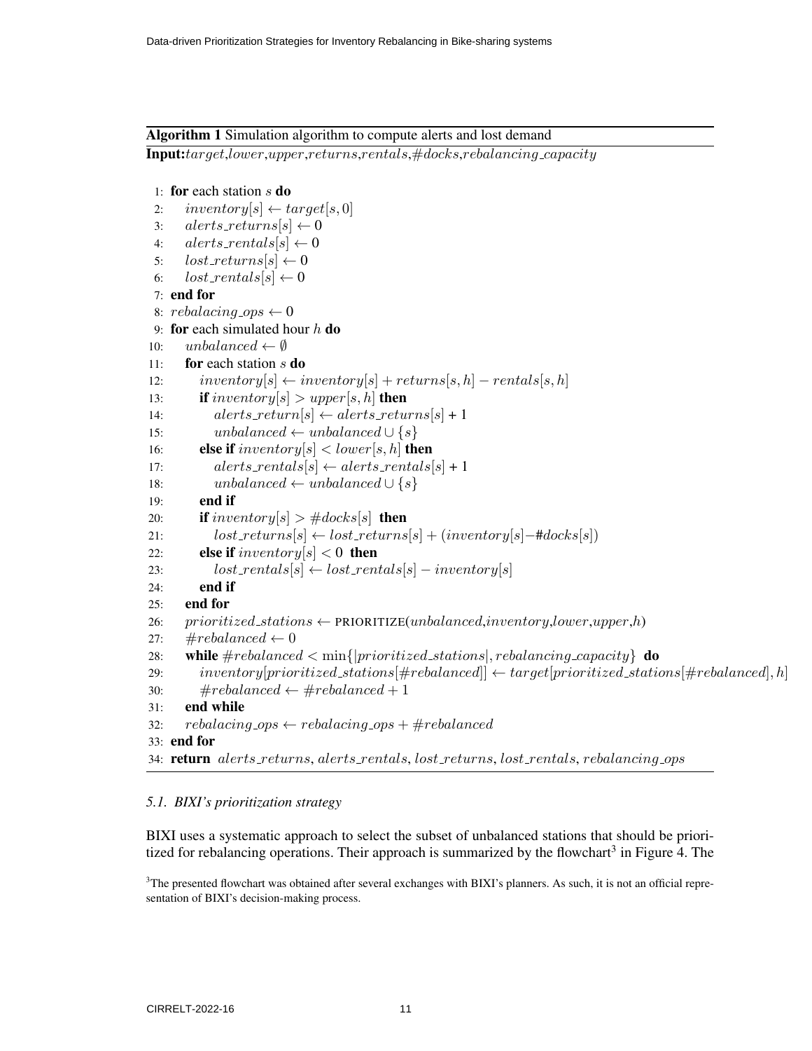**Algorithm 1** Simulation algorithm to compute alerts and lost demand

**Input:** $target$, $lower$, $upper$, $returns$, $rentals$, $\#docks$, $rebalancing\_capacity$

```
1:  for each station s do
2:      inventory[s] ← target[s, 0]
3:      alerts_returns[s] ← 0
4:      alerts_rentals[s] ← 0
5:      lost_returns[s] ← 0
6:      lost_rentals[s] ← 0
7:  end for
8:  rebalacing_ops ← 0
9:  for each simulated hour h do
10:     unbalanced ← ∅
11:     for each station s do
12:         inventory[s] ← inventory[s] + returns[s, h] − rentals[s, h]
13:         if inventory[s] > upper[s, h] then
14:             alerts_return[s] ← alerts_returns[s] + 1
15:             unbalanced ← unbalanced ∪ {s}
16:         else if inventory[s] < lower[s, h] then
17:             alerts_rentals[s] ← alerts_rentals[s] + 1
18:             unbalanced ← unbalanced ∪ {s}
19:         end if
20:         if inventory[s] > #docks[s] then
21:             lost_returns[s] ← lost_returns[s] + (inventory[s]−#docks[s])
22:         else if inventory[s] < 0 then
23:             lost_rentals[s] ← lost_rentals[s] − inventory[s]
24:         end if
25:     end for
26:     prioritized_stations ← PRIORITIZE(unbalanced, inventory, lower, upper, h)
27:     #rebalanced ← 0
28:     while #rebalanced < min{|prioritized_stations|, rebalancing_capacity} do
29:         inventory[prioritized_stations[#rebalanced]] ← target[prioritized_stations[#rebalanced], h]
30:         #rebalanced ← #rebalanced + 1
31:     end while
32:     rebalacing_ops ← rebalacing_ops + #rebalanced
33: end for
34: return alerts_returns, alerts_rentals, lost_returns, lost_rentals, rebalancing_ops
```

### *5.1. BIXI's prioritization strategy*

BIXI uses a systematic approach to select the subset of unbalanced stations that should be prioritized for rebalancing operations. Their approach is summarized by the flowchart[3] in Figure 4. The

[3]The presented flowchart was obtained after several exchanges with BIXI's planners. As such, it is not an official representation of BIXI's decision-making process.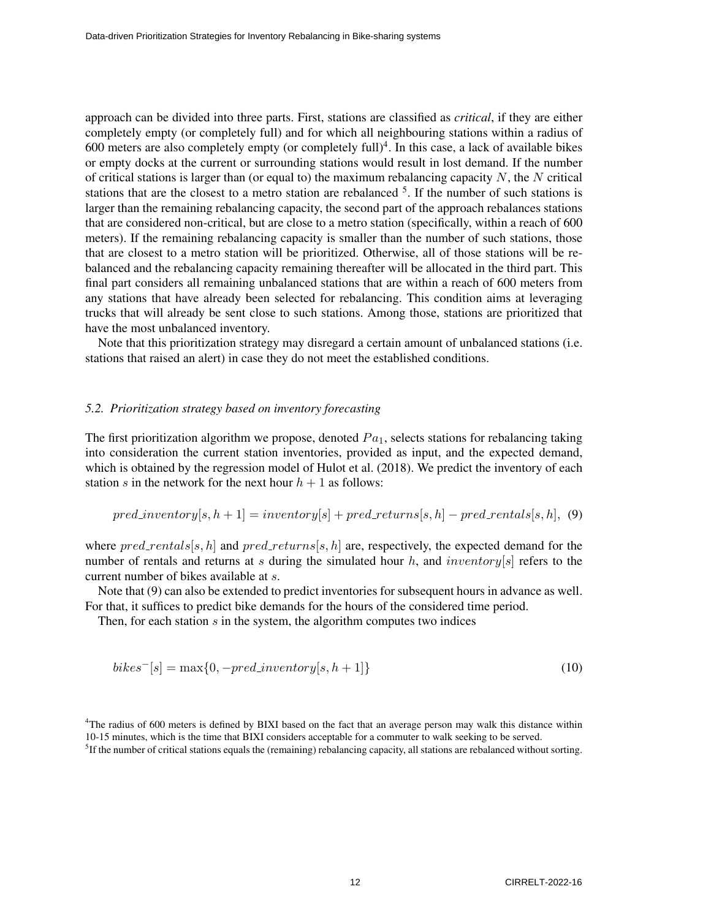approach can be divided into three parts. First, stations are classified as *critical*, if they are either completely empty (or completely full) and for which all neighbouring stations within a radius of 600 meters are also completely empty (or completely full)[4]. In this case, a lack of available bikes or empty docks at the current or surrounding stations would result in lost demand. If the number of critical stations is larger than (or equal to) the maximum rebalancing capacity $N$, the $N$ critical stations that are the closest to a metro station are rebalanced [5]. If the number of such stations is larger than the remaining rebalancing capacity, the second part of the approach rebalances stations that are considered non-critical, but are close to a metro station (specifically, within a reach of 600 meters). If the remaining rebalancing capacity is smaller than the number of such stations, those that are closest to a metro station will be prioritized. Otherwise, all of those stations will be rebalanced and the rebalancing capacity remaining thereafter will be allocated in the third part. This final part considers all remaining unbalanced stations that are within a reach of 600 meters from any stations that have already been selected for rebalancing. This condition aims at leveraging trucks that will already be sent close to such stations. Among those, stations are prioritized that have the most unbalanced inventory.

Note that this prioritization strategy may disregard a certain amount of unbalanced stations (i.e. stations that raised an alert) in case they do not meet the established conditions.

### 5.2. Prioritization strategy based on inventory forecasting

The first prioritization algorithm we propose, denoted $Pa_1$, selects stations for rebalancing taking into consideration the current station inventories, provided as input, and the expected demand, which is obtained by the regression model of Hulot et al. (2018). We predict the inventory of each station $s$ in the network for the next hour $h + 1$ as follows:

$$pred\_inventory[s, h+1] = inventory[s] + pred\_returns[s, h] - pred\_rentals[s, h], \quad (9)$$

where $pred\_rentals[s, h]$ and $pred\_returns[s, h]$ are, respectively, the expected demand for the number of rentals and returns at $s$ during the simulated hour $h$, and $inventory[s]$ refers to the current number of bikes available at $s$.

Note that (9) can also be extended to predict inventories for subsequent hours in advance as well. For that, it suffices to predict bike demands for the hours of the considered time period.

Then, for each station $s$ in the system, the algorithm computes two indices

$$bikes^{-}[s] = \max\{0, -pred\_inventory[s, h+1]\} \quad (10)$$

[4] The radius of 600 meters is defined by BIXI based on the fact that an average person may walk this distance within 10-15 minutes, which is the time that BIXI considers acceptable for a commuter to walk seeking to be served.

[5] If the number of critical stations equals the (remaining) rebalancing capacity, all stations are rebalanced without sorting.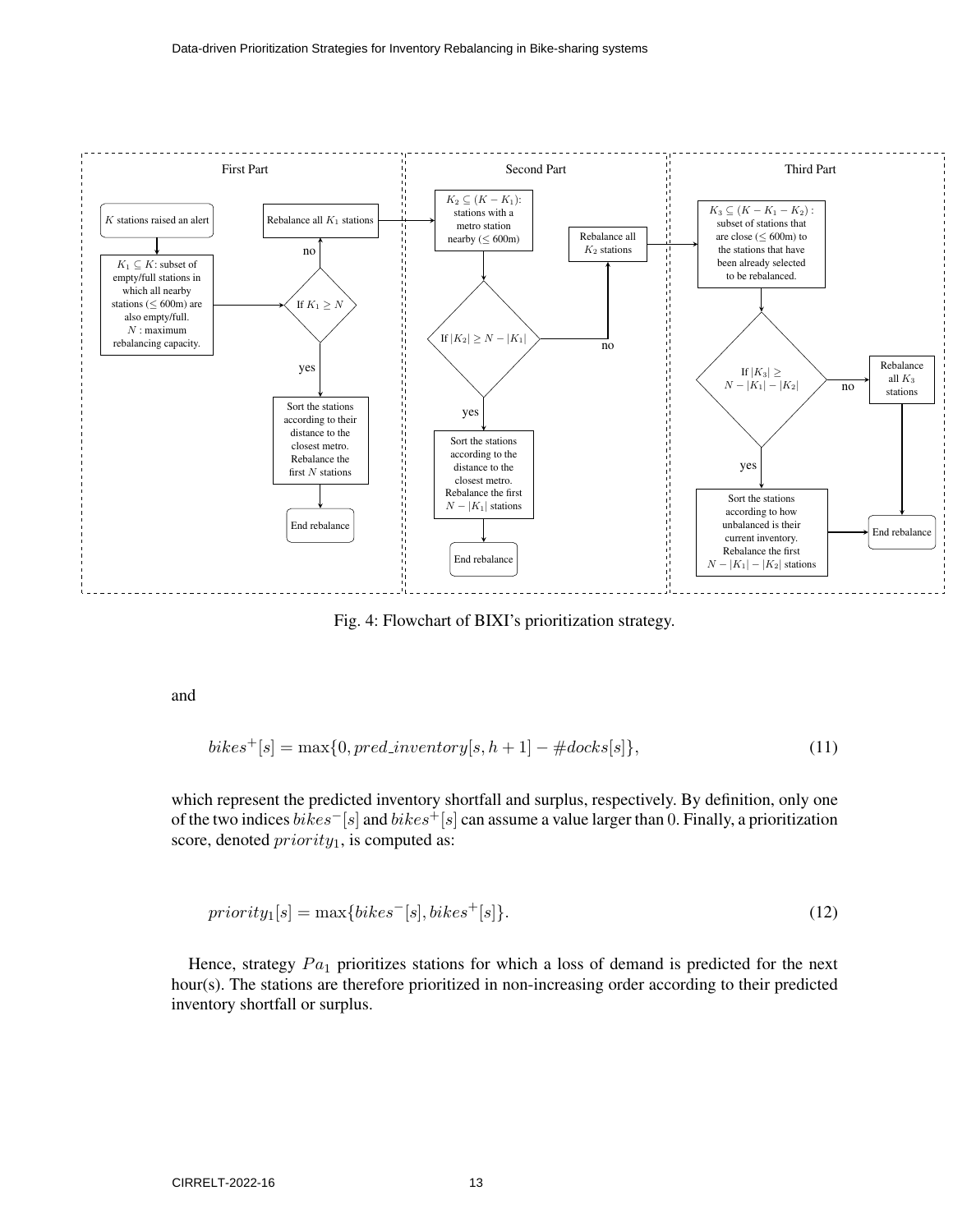Fig. 4: Flowchart of BIXI's prioritization strategy.

and

$$bikes^{+}[s] = \max\{0, pred\_inventory[s, h+1] - \#docks[s]\}, \tag{11}$$

which represent the predicted inventory shortfall and surplus, respectively. By definition, only one of the two indices $bikes^{-}[s]$ and $bikes^{+}[s]$ can assume a value larger than $0$. Finally, a prioritization score, denoted $priority_1$, is computed as:

$$priority_1[s] = \max\{bikes^{-}[s], bikes^{+}[s]\}. \tag{12}$$

Hence, strategy $Pa_1$ prioritizes stations for which a loss of demand is predicted for the next hour(s). The stations are therefore prioritized in non-increasing order according to their predicted inventory shortfall or surplus.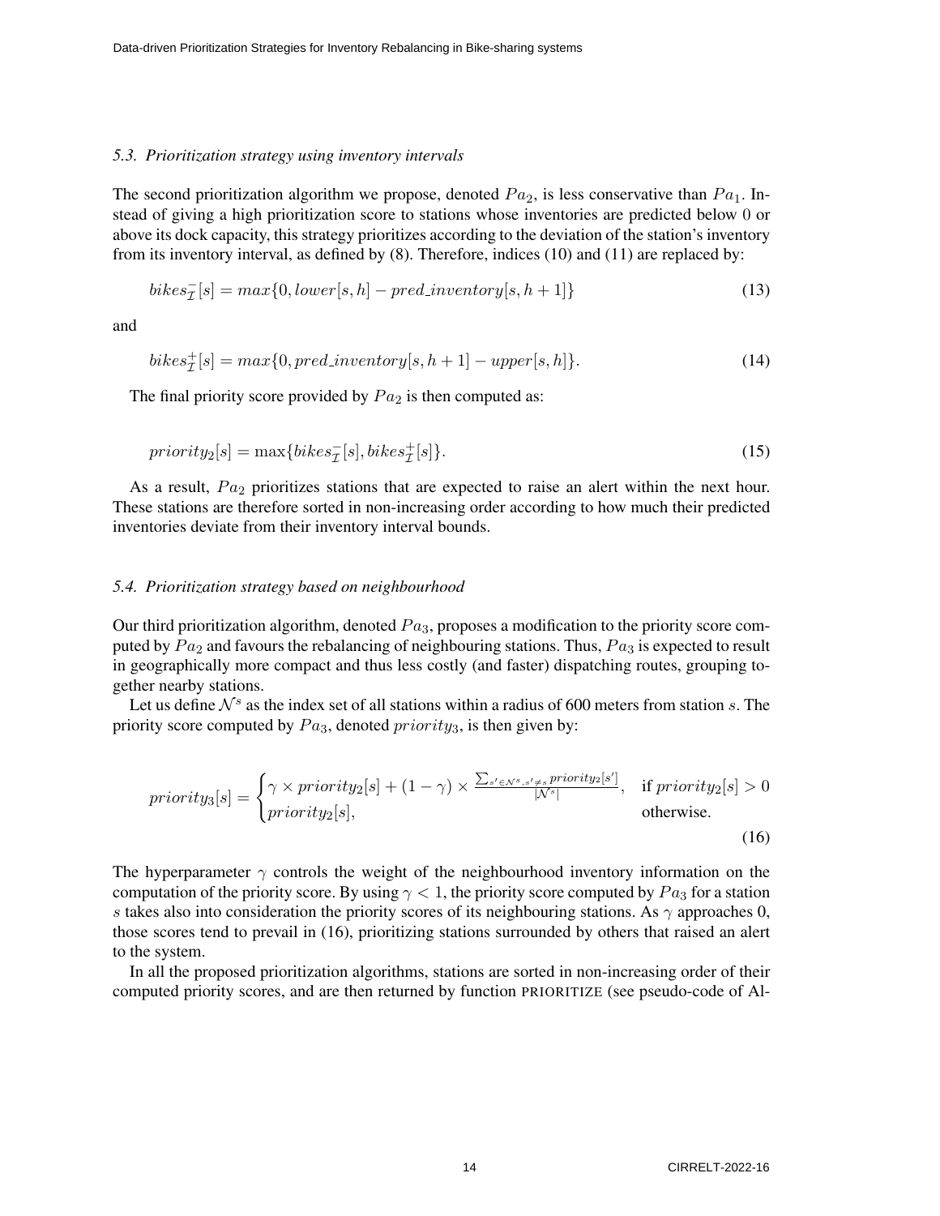### *5.3. Prioritization strategy using inventory intervals*

The second prioritization algorithm we propose, denoted $Pa_2$, is less conservative than $Pa_1$. Instead of giving a high prioritization score to stations whose inventories are predicted below 0 or above its dock capacity, this strategy prioritizes according to the deviation of the station's inventory from its inventory interval, as defined by (8). Therefore, indices (10) and (11) are replaced by:

$$bikes^{-}_{\mathcal{I}}[s] = max\{0, lower[s,h] - pred\_inventory[s,h+1]\} \tag{13}$$

and

$$bikes^{+}_{\mathcal{I}}[s] = max\{0, pred\_inventory[s,h+1] - upper[s,h]\}. \tag{14}$$

The final priority score provided by $Pa_2$ is then computed as:

$$priority_2[s] = \max\{bikes^{-}_{\mathcal{I}}[s], bikes^{+}_{\mathcal{I}}[s]\}. \tag{15}$$

As a result, $Pa_2$ prioritizes stations that are expected to raise an alert within the next hour. These stations are therefore sorted in non-increasing order according to how much their predicted inventories deviate from their inventory interval bounds.

### *5.4. Prioritization strategy based on neighbourhood*

Our third prioritization algorithm, denoted $Pa_3$, proposes a modification to the priority score computed by $Pa_2$ and favours the rebalancing of neighbouring stations. Thus, $Pa_3$ is expected to result in geographically more compact and thus less costly (and faster) dispatching routes, grouping together nearby stations.

Let us define $\mathcal{N}^s$ as the index set of all stations within a radius of 600 meters from station $s$. The priority score computed by $Pa_3$, denoted $priority_3$, is then given by:

$$priority_3[s] = \begin{cases} \gamma \times priority_2[s] + (1-\gamma) \times \frac{\sum_{s' \in \mathcal{N}^s, s' \neq s} priority_2[s']}{|\mathcal{N}^s|}, & \text{if } priority_2[s] > 0 \\ priority_2[s], & \text{otherwise.} \end{cases} \tag{16}$$

The hyperparameter $\gamma$ controls the weight of the neighbourhood inventory information on the computation of the priority score. By using $\gamma < 1$, the priority score computed by $Pa_3$ for a station $s$ takes also into consideration the priority scores of its neighbouring stations. As $\gamma$ approaches 0, those scores tend to prevail in (16), prioritizing stations surrounded by others that raised an alert to the system.

In all the proposed prioritization algorithms, stations are sorted in non-increasing order of their computed priority scores, and are then returned by function PRIORITIZE (see pseudo-code of Al-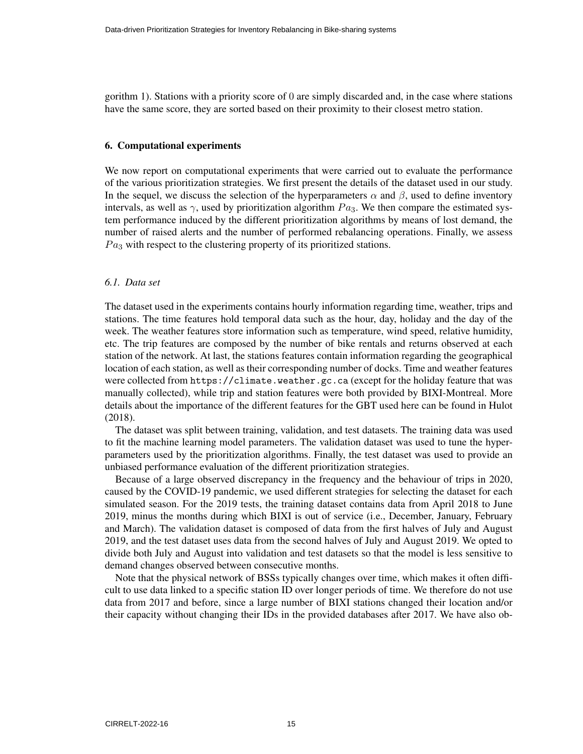gorithm 1). Stations with a priority score of 0 are simply discarded and, in the case where stations have the same score, they are sorted based on their proximity to their closest metro station.

## 6. Computational experiments

We now report on computational experiments that were carried out to evaluate the performance of the various prioritization strategies. We first present the details of the dataset used in our study. In the sequel, we discuss the selection of the hyperparameters $\alpha$ and $\beta$, used to define inventory intervals, as well as $\gamma$, used by prioritization algorithm $Pa_3$. We then compare the estimated system performance induced by the different prioritization algorithms by means of lost demand, the number of raised alerts and the number of performed rebalancing operations. Finally, we assess $Pa_3$ with respect to the clustering property of its prioritized stations.

### *6.1. Data set*

The dataset used in the experiments contains hourly information regarding time, weather, trips and stations. The time features hold temporal data such as the hour, day, holiday and the day of the week. The weather features store information such as temperature, wind speed, relative humidity, etc. The trip features are composed by the number of bike rentals and returns observed at each station of the network. At last, the stations features contain information regarding the geographical location of each station, as well as their corresponding number of docks. Time and weather features were collected from `https://climate.weather.gc.ca` (except for the holiday feature that was manually collected), while trip and station features were both provided by BIXI-Montreal. More details about the importance of the different features for the GBT used here can be found in Hulot (2018).

The dataset was split between training, validation, and test datasets. The training data was used to fit the machine learning model parameters. The validation dataset was used to tune the hyperparameters used by the prioritization algorithms. Finally, the test dataset was used to provide an unbiased performance evaluation of the different prioritization strategies.

Because of a large observed discrepancy in the frequency and the behaviour of trips in 2020, caused by the COVID-19 pandemic, we used different strategies for selecting the dataset for each simulated season. For the 2019 tests, the training dataset contains data from April 2018 to June 2019, minus the months during which BIXI is out of service (i.e., December, January, February and March). The validation dataset is composed of data from the first halves of July and August 2019, and the test dataset uses data from the second halves of July and August 2019. We opted to divide both July and August into validation and test datasets so that the model is less sensitive to demand changes observed between consecutive months.

Note that the physical network of BSSs typically changes over time, which makes it often difficult to use data linked to a specific station ID over longer periods of time. We therefore do not use data from 2017 and before, since a large number of BIXI stations changed their location and/or their capacity without changing their IDs in the provided databases after 2017. We have also ob-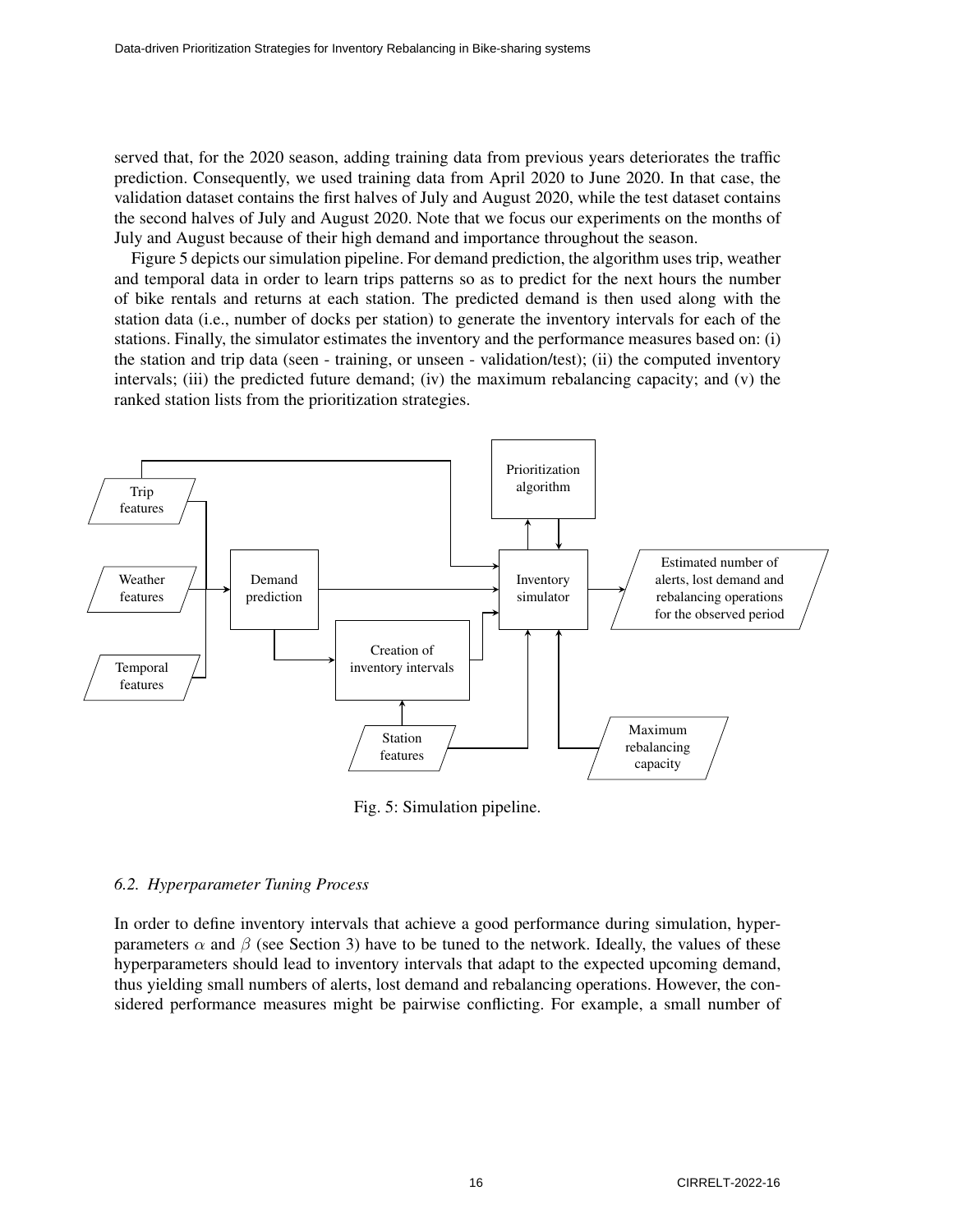served that, for the 2020 season, adding training data from previous years deteriorates the traffic prediction. Consequently, we used training data from April 2020 to June 2020. In that case, the validation dataset contains the first halves of July and August 2020, while the test dataset contains the second halves of July and August 2020. Note that we focus our experiments on the months of July and August because of their high demand and importance throughout the season.

Figure 5 depicts our simulation pipeline. For demand prediction, the algorithm uses trip, weather and temporal data in order to learn trips patterns so as to predict for the next hours the number of bike rentals and returns at each station. The predicted demand is then used along with the station data (i.e., number of docks per station) to generate the inventory intervals for each of the stations. Finally, the simulator estimates the inventory and the performance measures based on: (i) the station and trip data (seen - training, or unseen - validation/test); (ii) the computed inventory intervals; (iii) the predicted future demand; (iv) the maximum rebalancing capacity; and (v) the ranked station lists from the prioritization strategies.

Fig. 5: Simulation pipeline.

### 6.2. Hyperparameter Tuning Process

In order to define inventory intervals that achieve a good performance during simulation, hyperparameters $\alpha$ and $\beta$ (see Section 3) have to be tuned to the network. Ideally, the values of these hyperparameters should lead to inventory intervals that adapt to the expected upcoming demand, thus yielding small numbers of alerts, lost demand and rebalancing operations. However, the considered performance measures might be pairwise conflicting. For example, a small number of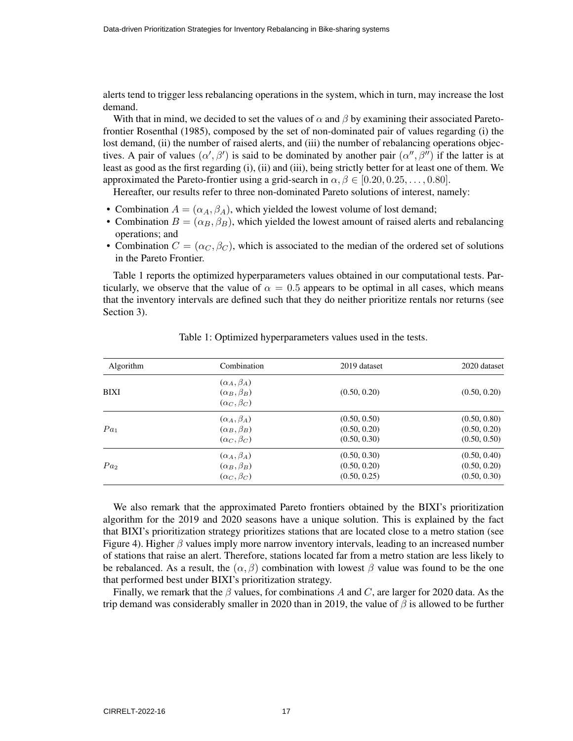alerts tend to trigger less rebalancing operations in the system, which in turn, may increase the lost demand.

With that in mind, we decided to set the values of $\alpha$ and $\beta$ by examining their associated Pareto-frontier Rosenthal (1985), composed by the set of non-dominated pair of values regarding (i) the lost demand, (ii) the number of raised alerts, and (iii) the number of rebalancing operations objectives. A pair of values $(\alpha', \beta')$ is said to be dominated by another pair $(\alpha'', \beta'')$ if the latter is at least as good as the first regarding (i), (ii) and (iii), being strictly better for at least one of them. We approximated the Pareto-frontier using a grid-search in $\alpha, \beta \in [0.20, 0.25, \ldots, 0.80]$.

Hereafter, our results refer to three non-dominated Pareto solutions of interest, namely:

- Combination $A = (\alpha_A, \beta_A)$, which yielded the lowest volume of lost demand;
- Combination $B = (\alpha_B, \beta_B)$, which yielded the lowest amount of raised alerts and rebalancing operations; and
- Combination $C = (\alpha_C, \beta_C)$, which is associated to the median of the ordered set of solutions in the Pareto Frontier.

Table 1 reports the optimized hyperparameters values obtained in our computational tests. Particularly, we observe that the value of $\alpha = 0.5$ appears to be optimal in all cases, which means that the inventory intervals are defined such that they do neither prioritize rentals nor returns (see Section 3).

Table 1: Optimized hyperparameters values used in the tests.

| Algorithm | Combination | 2019 dataset | 2020 dataset |
|---|---|---|---|
| BIXI | $(\alpha_A, \beta_A)$ $(\alpha_B, \beta_B)$ $(\alpha_C, \beta_C)$ | (0.50, 0.20) | (0.50, 0.20) |
| $Pa_1$ | $(\alpha_A, \beta_A)$ | (0.50, 0.50) | (0.50, 0.80) |
| | $(\alpha_B, \beta_B)$ | (0.50, 0.20) | (0.50, 0.20) |
| | $(\alpha_C, \beta_C)$ | (0.50, 0.30) | (0.50, 0.50) |
| $Pa_2$ | $(\alpha_A, \beta_A)$ | (0.50, 0.30) | (0.50, 0.40) |
| | $(\alpha_B, \beta_B)$ | (0.50, 0.20) | (0.50, 0.20) |
| | $(\alpha_C, \beta_C)$ | (0.50, 0.25) | (0.50, 0.30) |

We also remark that the approximated Pareto frontiers obtained by the BIXI's prioritization algorithm for the 2019 and 2020 seasons have a unique solution. This is explained by the fact that BIXI's prioritization strategy prioritizes stations that are located close to a metro station (see Figure 4). Higher $\beta$ values imply more narrow inventory intervals, leading to an increased number of stations that raise an alert. Therefore, stations located far from a metro station are less likely to be rebalanced. As a result, the $(\alpha, \beta)$ combination with lowest $\beta$ value was found to be the one that performed best under BIXI's prioritization strategy.

Finally, we remark that the $\beta$ values, for combinations $A$ and $C$, are larger for 2020 data. As the trip demand was considerably smaller in 2020 than in 2019, the value of $\beta$ is allowed to be further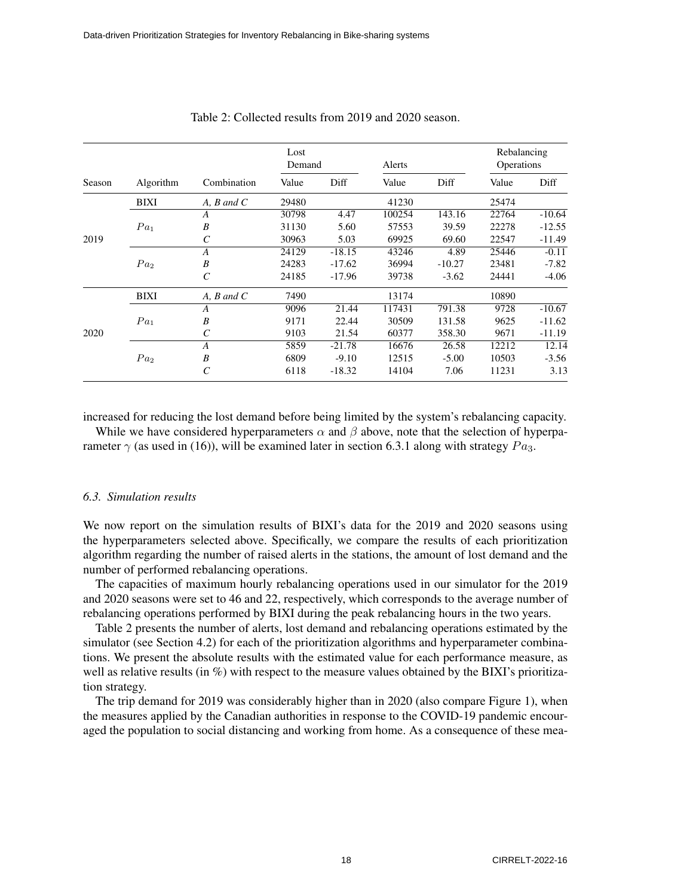Table 2: Collected results from 2019 and 2020 season.

| Season | Algorithm | Combination | Lost Demand | | Alerts | | Rebalancing Operations | |
|---|---|---|---|---|---|---|---|---|
| | | | Value | Diff | Value | Diff | Value | Diff |
| 2019 | BIXI | *A, B and C* | 29480 | | 41230 | | 25474 | |
| | $Pa_1$ | *A* | 30798 | 4.47 | 100254 | 143.16 | 22764 | -10.64 |
| | | *B* | 31130 | 5.60 | 57553 | 39.59 | 22278 | -12.55 |
| | | *C* | 30963 | 5.03 | 69925 | 69.60 | 22547 | -11.49 |
| | $Pa_2$ | *A* | 24129 | -18.15 | 43246 | 4.89 | 25446 | -0.11 |
| | | *B* | 24283 | -17.62 | 36994 | -10.27 | 23481 | -7.82 |
| | | *C* | 24185 | -17.96 | 39738 | -3.62 | 24441 | -4.06 |
| 2020 | BIXI | *A, B and C* | 7490 | | 13174 | | 10890 | |
| | $Pa_1$ | *A* | 9096 | 21.44 | 117431 | 791.38 | 9728 | -10.67 |
| | | *B* | 9171 | 22.44 | 30509 | 131.58 | 9625 | -11.62 |
| | | *C* | 9103 | 21.54 | 60377 | 358.30 | 9671 | -11.19 |
| | $Pa_2$ | *A* | 5859 | -21.78 | 16676 | 26.58 | 12212 | 12.14 |
| | | *B* | 6809 | -9.10 | 12515 | -5.00 | 10503 | -3.56 |
| | | *C* | 6118 | -18.32 | 14104 | 7.06 | 11231 | 3.13 |

increased for reducing the lost demand before being limited by the system's rebalancing capacity.

While we have considered hyperparameters $\alpha$ and $\beta$ above, note that the selection of hyperparameter $\gamma$ (as used in (16)), will be examined later in section 6.3.1 along with strategy $Pa_3$.

### *6.3. Simulation results*

We now report on the simulation results of BIXI's data for the 2019 and 2020 seasons using the hyperparameters selected above. Specifically, we compare the results of each prioritization algorithm regarding the number of raised alerts in the stations, the amount of lost demand and the number of performed rebalancing operations.

The capacities of maximum hourly rebalancing operations used in our simulator for the 2019 and 2020 seasons were set to 46 and 22, respectively, which corresponds to the average number of rebalancing operations performed by BIXI during the peak rebalancing hours in the two years.

Table 2 presents the number of alerts, lost demand and rebalancing operations estimated by the simulator (see Section 4.2) for each of the prioritization algorithms and hyperparameter combinations. We present the absolute results with the estimated value for each performance measure, as well as relative results (in %) with respect to the measure values obtained by the BIXI's prioritization strategy.

The trip demand for 2019 was considerably higher than in 2020 (also compare Figure 1), when the measures applied by the Canadian authorities in response to the COVID-19 pandemic encouraged the population to social distancing and working from home. As a consequence of these mea-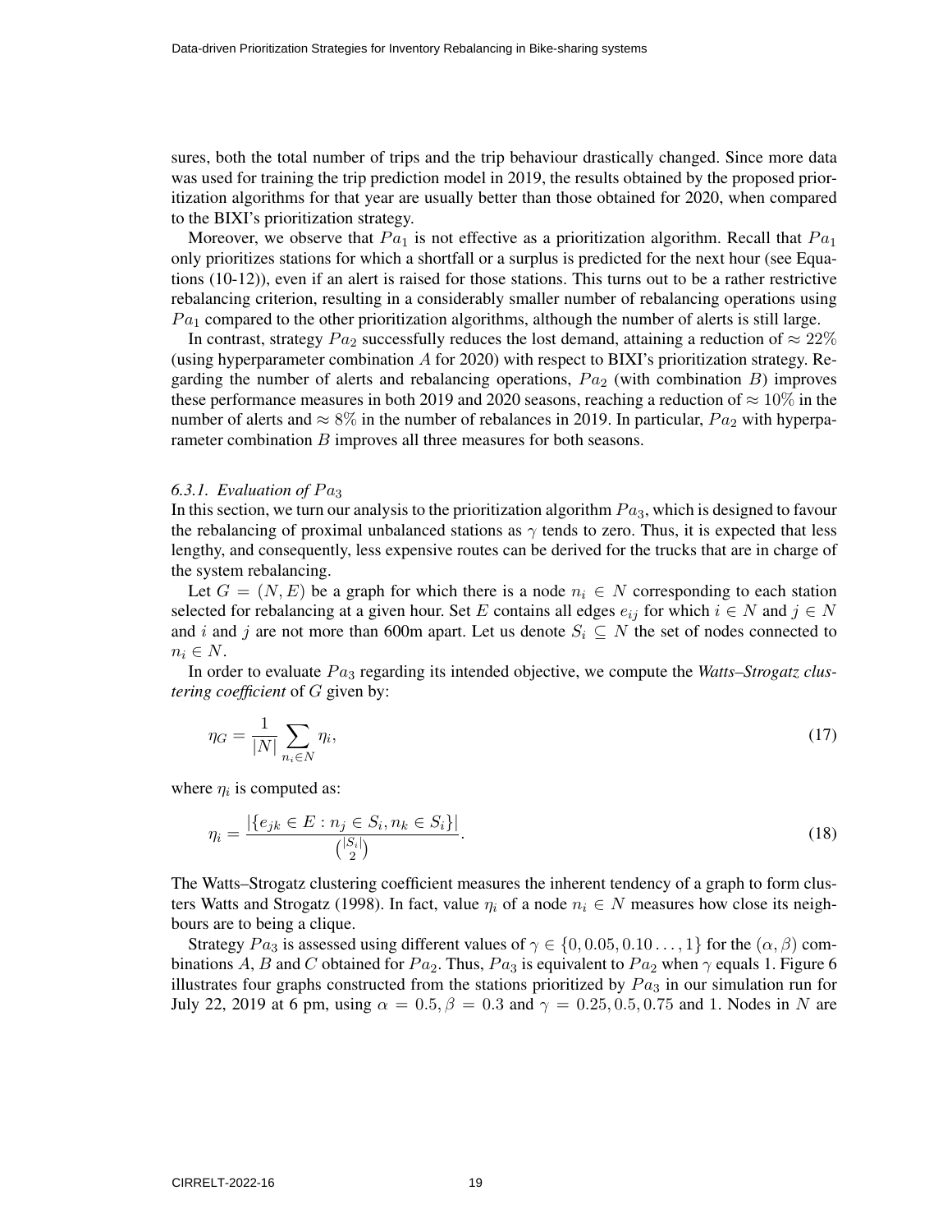sures, both the total number of trips and the trip behaviour drastically changed. Since more data was used for training the trip prediction model in 2019, the results obtained by the proposed prioritization algorithms for that year are usually better than those obtained for 2020, when compared to the BIXI's prioritization strategy.

Moreover, we observe that $Pa_1$ is not effective as a prioritization algorithm. Recall that $Pa_1$ only prioritizes stations for which a shortfall or a surplus is predicted for the next hour (see Equations (10-12)), even if an alert is raised for those stations. This turns out to be a rather restrictive rebalancing criterion, resulting in a considerably smaller number of rebalancing operations using $Pa_1$ compared to the other prioritization algorithms, although the number of alerts is still large.

In contrast, strategy $Pa_2$ successfully reduces the lost demand, attaining a reduction of $\approx 22\%$ (using hyperparameter combination $A$ for 2020) with respect to BIXI's prioritization strategy. Regarding the number of alerts and rebalancing operations, $Pa_2$ (with combination $B$) improves these performance measures in both 2019 and 2020 seasons, reaching a reduction of $\approx 10\%$ in the number of alerts and $\approx 8\%$ in the number of rebalances in 2019. In particular, $Pa_2$ with hyperparameter combination $B$ improves all three measures for both seasons.

### *6.3.1. Evaluation of $Pa_3$*

In this section, we turn our analysis to the prioritization algorithm $Pa_3$, which is designed to favour the rebalancing of proximal unbalanced stations as $\gamma$ tends to zero. Thus, it is expected that less lengthy, and consequently, less expensive routes can be derived for the trucks that are in charge of the system rebalancing.

Let $G = (N, E)$ be a graph for which there is a node $n_i \in N$ corresponding to each station selected for rebalancing at a given hour. Set $E$ contains all edges $e_{ij}$ for which $i \in N$ and $j \in N$ and $i$ and $j$ are not more than 600m apart. Let us denote $S_i \subseteq N$ the set of nodes connected to $n_i \in N$.

In order to evaluate $Pa_3$ regarding its intended objective, we compute the *Watts–Strogatz clustering coefficient* of $G$ given by:

$$\eta_G = \frac{1}{|N|} \sum_{n_i \in N} \eta_i, \tag{17}$$

where $\eta_i$ is computed as:

$$\eta_i = \frac{|\{e_{jk} \in E : n_j \in S_i, n_k \in S_i\}|}{\binom{|S_i|}{2}}. \tag{18}$$

The Watts–Strogatz clustering coefficient measures the inherent tendency of a graph to form clusters Watts and Strogatz (1998). In fact, value $\eta_i$ of a node $n_i \in N$ measures how close its neighbours are to being a clique.

Strategy $Pa_3$ is assessed using different values of $\gamma \in \{0, 0.05, 0.10 \ldots, 1\}$ for the $(\alpha, \beta)$ combinations $A$, $B$ and $C$ obtained for $Pa_2$. Thus, $Pa_3$ is equivalent to $Pa_2$ when $\gamma$ equals 1. Figure 6 illustrates four graphs constructed from the stations prioritized by $Pa_3$ in our simulation run for July 22, 2019 at 6 pm, using $\alpha = 0.5, \beta = 0.3$ and $\gamma = 0.25, 0.5, 0.75$ and 1. Nodes in $N$ are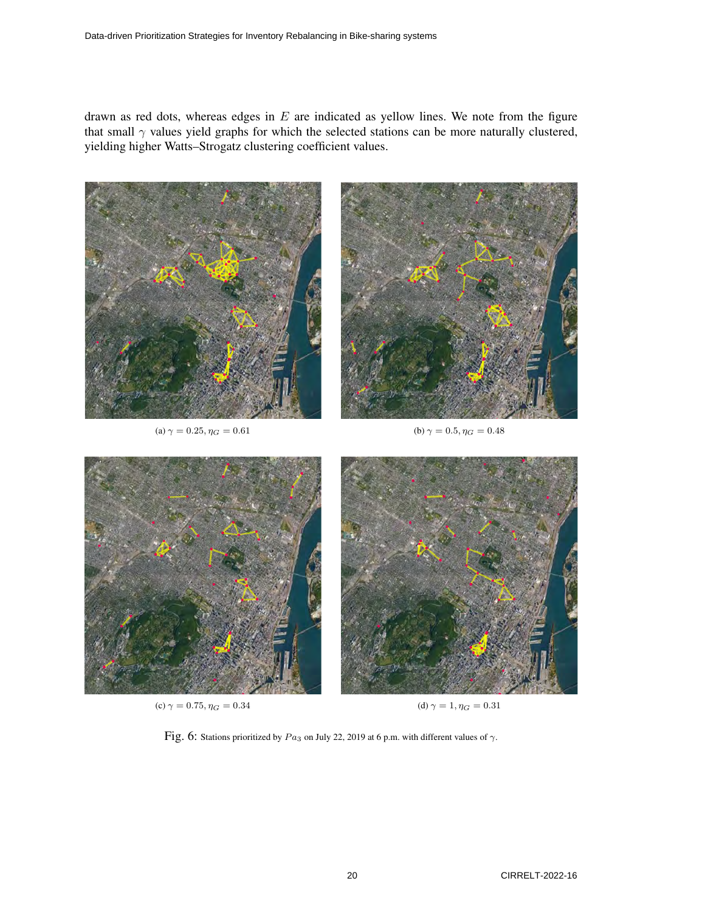drawn as red dots, whereas edges in $E$ are indicated as yellow lines. We note from the figure that small $\gamma$ values yield graphs for which the selected stations can be more naturally clustered, yielding higher Watts–Strogatz clustering coefficient values.

(a) $\gamma = 0.25, \eta_G = 0.61$

(b) $\gamma = 0.5, \eta_G = 0.48$

(c) $\gamma = 0.75, \eta_G = 0.34$

(d) $\gamma = 1, \eta_G = 0.31$

Fig. 6: Stations prioritized by $Pa_3$ on July 22, 2019 at 6 p.m. with different values of $\gamma$.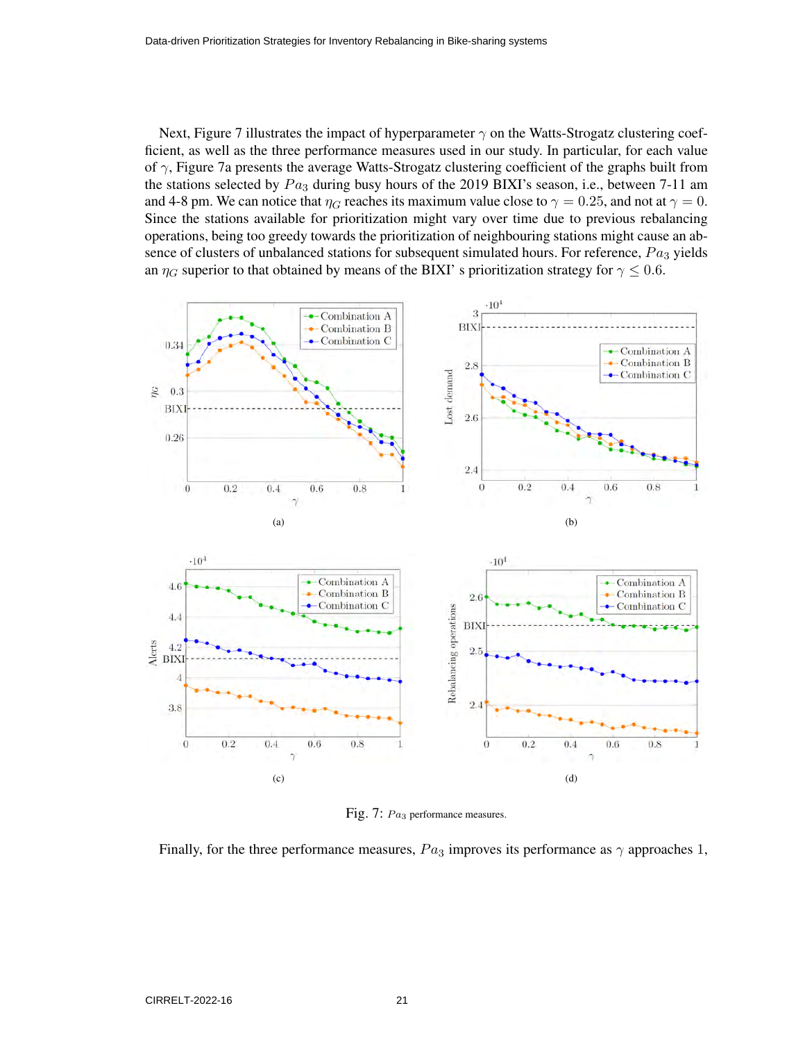Next, Figure 7 illustrates the impact of hyperparameter $\gamma$ on the Watts-Strogatz clustering coefficient, as well as the three performance measures used in our study. In particular, for each value of $\gamma$, Figure 7a presents the average Watts-Strogatz clustering coefficient of the graphs built from the stations selected by $Pa_3$ during busy hours of the 2019 BIXI's season, i.e., between 7-11 am and 4-8 pm. We can notice that $\eta_G$ reaches its maximum value close to $\gamma = 0.25$, and not at $\gamma = 0$. Since the stations available for prioritization might vary over time due to previous rebalancing operations, being too greedy towards the prioritization of neighbouring stations might cause an absence of clusters of unbalanced stations for subsequent simulated hours. For reference, $Pa_3$ yields an $\eta_G$ superior to that obtained by means of the BIXI' s prioritization strategy for $\gamma \leq 0.6$.

(a)

(b)

(c)

(d)

Fig. 7: $Pa_3$ performance measures.

Finally, for the three performance measures, $Pa_3$ improves its performance as $\gamma$ approaches 1,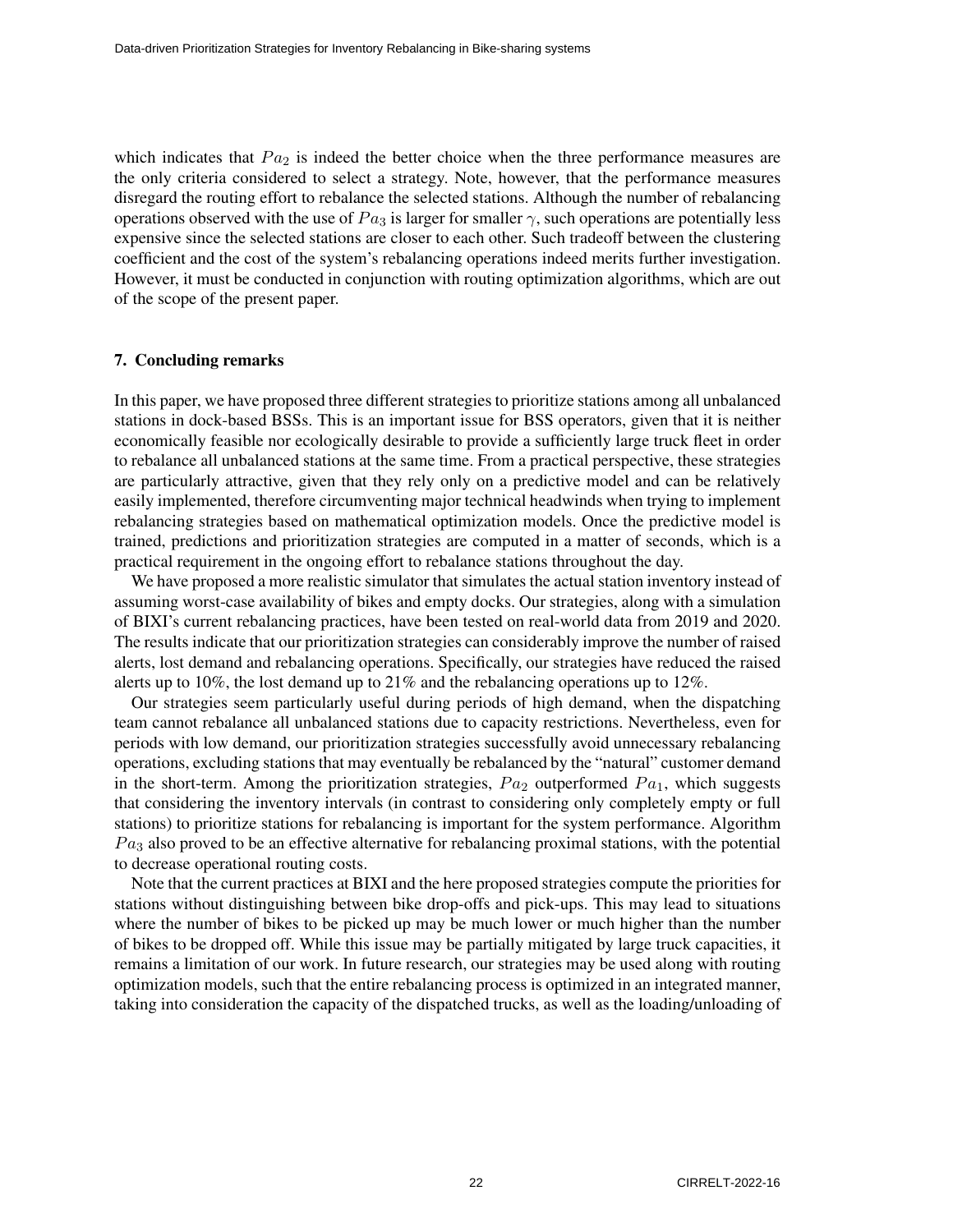which indicates that $Pa_2$ is indeed the better choice when the three performance measures are the only criteria considered to select a strategy. Note, however, that the performance measures disregard the routing effort to rebalance the selected stations. Although the number of rebalancing operations observed with the use of $Pa_3$ is larger for smaller $\gamma$, such operations are potentially less expensive since the selected stations are closer to each other. Such tradeoff between the clustering coefficient and the cost of the system's rebalancing operations indeed merits further investigation. However, it must be conducted in conjunction with routing optimization algorithms, which are out of the scope of the present paper.

## 7. Concluding remarks

In this paper, we have proposed three different strategies to prioritize stations among all unbalanced stations in dock-based BSSs. This is an important issue for BSS operators, given that it is neither economically feasible nor ecologically desirable to provide a sufficiently large truck fleet in order to rebalance all unbalanced stations at the same time. From a practical perspective, these strategies are particularly attractive, given that they rely only on a predictive model and can be relatively easily implemented, therefore circumventing major technical headwinds when trying to implement rebalancing strategies based on mathematical optimization models. Once the predictive model is trained, predictions and prioritization strategies are computed in a matter of seconds, which is a practical requirement in the ongoing effort to rebalance stations throughout the day.

We have proposed a more realistic simulator that simulates the actual station inventory instead of assuming worst-case availability of bikes and empty docks. Our strategies, along with a simulation of BIXI's current rebalancing practices, have been tested on real-world data from 2019 and 2020. The results indicate that our prioritization strategies can considerably improve the number of raised alerts, lost demand and rebalancing operations. Specifically, our strategies have reduced the raised alerts up to 10%, the lost demand up to 21% and the rebalancing operations up to 12%.

Our strategies seem particularly useful during periods of high demand, when the dispatching team cannot rebalance all unbalanced stations due to capacity restrictions. Nevertheless, even for periods with low demand, our prioritization strategies successfully avoid unnecessary rebalancing operations, excluding stations that may eventually be rebalanced by the "natural" customer demand in the short-term. Among the prioritization strategies, $Pa_2$ outperformed $Pa_1$, which suggests that considering the inventory intervals (in contrast to considering only completely empty or full stations) to prioritize stations for rebalancing is important for the system performance. Algorithm $Pa_3$ also proved to be an effective alternative for rebalancing proximal stations, with the potential to decrease operational routing costs.

Note that the current practices at BIXI and the here proposed strategies compute the priorities for stations without distinguishing between bike drop-offs and pick-ups. This may lead to situations where the number of bikes to be picked up may be much lower or much higher than the number of bikes to be dropped off. While this issue may be partially mitigated by large truck capacities, it remains a limitation of our work. In future research, our strategies may be used along with routing optimization models, such that the entire rebalancing process is optimized in an integrated manner, taking into consideration the capacity of the dispatched trucks, as well as the loading/unloading of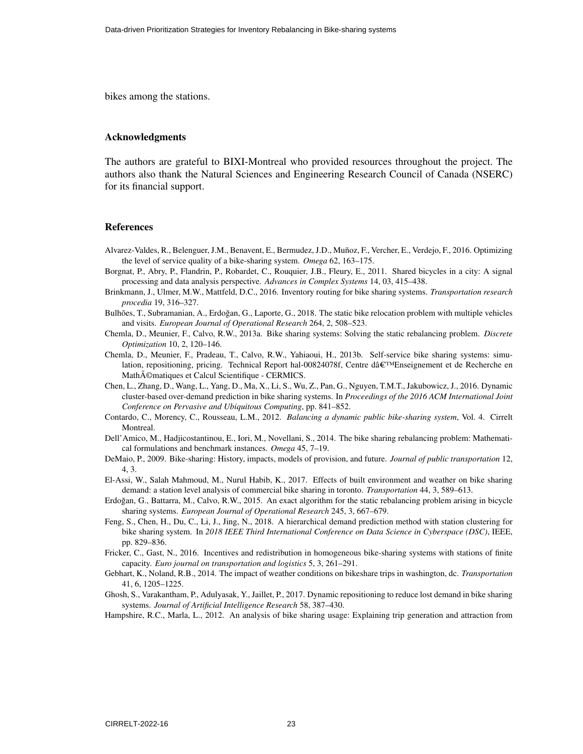bikes among the stations.

## Acknowledgments

The authors are grateful to BIXI-Montreal who provided resources throughout the project. The authors also thank the Natural Sciences and Engineering Research Council of Canada (NSERC) for its financial support.

## References

Alvarez-Valdes, R., Belenguer, J.M., Benavent, E., Bermudez, J.D., Muñoz, F., Vercher, E., Verdejo, F., 2016. Optimizing the level of service quality of a bike-sharing system. *Omega* 62, 163–175.

Borgnat, P., Abry, P., Flandrin, P., Robardet, C., Rouquier, J.B., Fleury, E., 2011. Shared bicycles in a city: A signal processing and data analysis perspective. *Advances in Complex Systems* 14, 03, 415–438.

Brinkmann, J., Ulmer, M.W., Mattfeld, D.C., 2016. Inventory routing for bike sharing systems. *Transportation research procedia* 19, 316–327.

Bulhões, T., Subramanian, A., Erdoğan, G., Laporte, G., 2018. The static bike relocation problem with multiple vehicles and visits. *European Journal of Operational Research* 264, 2, 508–523.

Chemla, D., Meunier, F., Calvo, R.W., 2013a. Bike sharing systems: Solving the static rebalancing problem. *Discrete Optimization* 10, 2, 120–146.

Chemla, D., Meunier, F., Pradeau, T., Calvo, R.W., Yahiaoui, H., 2013b. Self-service bike sharing systems: simulation, repositioning, pricing. Technical Report hal-00824078f, Centre dâ€™Enseignement et de Recherche en MathÃ©matiques et Calcul Scientifique - CERMICS.

Chen, L., Zhang, D., Wang, L., Yang, D., Ma, X., Li, S., Wu, Z., Pan, G., Nguyen, T.M.T., Jakubowicz, J., 2016. Dynamic cluster-based over-demand prediction in bike sharing systems. In *Proceedings of the 2016 ACM International Joint Conference on Pervasive and Ubiquitous Computing*, pp. 841–852.

Contardo, C., Morency, C., Rousseau, L.M., 2012. *Balancing a dynamic public bike-sharing system*, Vol. 4. Cirrelt Montreal.

Dell'Amico, M., Hadjicostantinou, E., Iori, M., Novellani, S., 2014. The bike sharing rebalancing problem: Mathematical formulations and benchmark instances. *Omega* 45, 7–19.

DeMaio, P., 2009. Bike-sharing: History, impacts, models of provision, and future. *Journal of public transportation* 12, 4, 3.

El-Assi, W., Salah Mahmoud, M., Nurul Habib, K., 2017. Effects of built environment and weather on bike sharing demand: a station level analysis of commercial bike sharing in toronto. *Transportation* 44, 3, 589–613.

Erdoğan, G., Battarra, M., Calvo, R.W., 2015. An exact algorithm for the static rebalancing problem arising in bicycle sharing systems. *European Journal of Operational Research* 245, 3, 667–679.

Feng, S., Chen, H., Du, C., Li, J., Jing, N., 2018. A hierarchical demand prediction method with station clustering for bike sharing system. In *2018 IEEE Third International Conference on Data Science in Cyberspace (DSC)*, IEEE, pp. 829–836.

Fricker, C., Gast, N., 2016. Incentives and redistribution in homogeneous bike-sharing systems with stations of finite capacity. *Euro journal on transportation and logistics* 5, 3, 261–291.

Gebhart, K., Noland, R.B., 2014. The impact of weather conditions on bikeshare trips in washington, dc. *Transportation* 41, 6, 1205–1225.

Ghosh, S., Varakantham, P., Adulyasak, Y., Jaillet, P., 2017. Dynamic repositioning to reduce lost demand in bike sharing systems. *Journal of Artificial Intelligence Research* 58, 387–430.

Hampshire, R.C., Marla, L., 2012. An analysis of bike sharing usage: Explaining trip generation and attraction from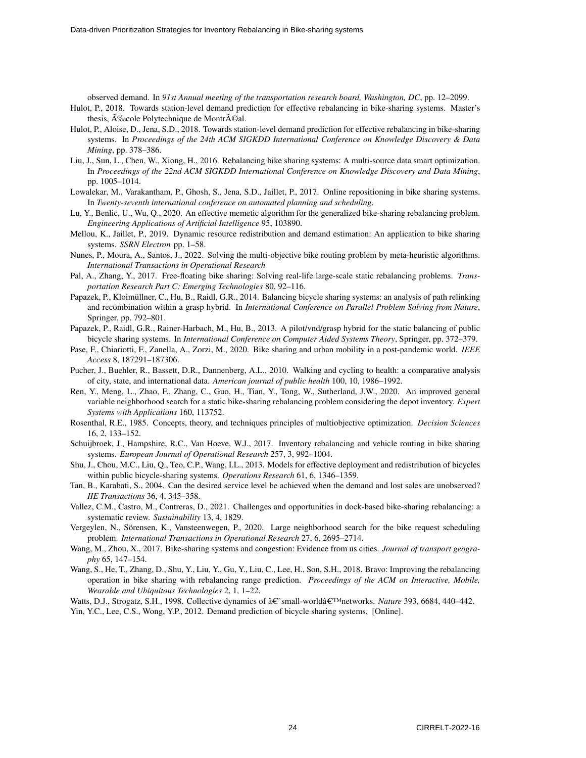observed demand. In *91st Annual meeting of the transportation research board, Washington, DC*, pp. 12–2099.

Hulot, P., 2018. Towards station-level demand prediction for effective rebalancing in bike-sharing systems. Master's thesis, Ã‰cole Polytechnique de MontrÃ©al.

Hulot, P., Aloise, D., Jena, S.D., 2018. Towards station-level demand prediction for effective rebalancing in bike-sharing systems. In *Proceedings of the 24th ACM SIGKDD International Conference on Knowledge Discovery & Data Mining*, pp. 378–386.

Liu, J., Sun, L., Chen, W., Xiong, H., 2016. Rebalancing bike sharing systems: A multi-source data smart optimization. In *Proceedings of the 22nd ACM SIGKDD International Conference on Knowledge Discovery and Data Mining*, pp. 1005–1014.

Lowalekar, M., Varakantham, P., Ghosh, S., Jena, S.D., Jaillet, P., 2017. Online repositioning in bike sharing systems. In *Twenty-seventh international conference on automated planning and scheduling*.

Lu, Y., Benlic, U., Wu, Q., 2020. An effective memetic algorithm for the generalized bike-sharing rebalancing problem. *Engineering Applications of Artificial Intelligence* 95, 103890.

Mellou, K., Jaillet, P., 2019. Dynamic resource redistribution and demand estimation: An application to bike sharing systems. *SSRN Electron* pp. 1–58.

Nunes, P., Moura, A., Santos, J., 2022. Solving the multi-objective bike routing problem by meta-heuristic algorithms. *International Transactions in Operational Research*

Pal, A., Zhang, Y., 2017. Free-floating bike sharing: Solving real-life large-scale static rebalancing problems. *Transportation Research Part C: Emerging Technologies* 80, 92–116.

Papazek, P., Kloimüllner, C., Hu, B., Raidl, G.R., 2014. Balancing bicycle sharing systems: an analysis of path relinking and recombination within a grasp hybrid. In *International Conference on Parallel Problem Solving from Nature*, Springer, pp. 792–801.

Papazek, P., Raidl, G.R., Rainer-Harbach, M., Hu, B., 2013. A pilot/vnd/grasp hybrid for the static balancing of public bicycle sharing systems. In *International Conference on Computer Aided Systems Theory*, Springer, pp. 372–379.

Pase, F., Chiariotti, F., Zanella, A., Zorzi, M., 2020. Bike sharing and urban mobility in a post-pandemic world. *IEEE Access* 8, 187291–187306.

Pucher, J., Buehler, R., Bassett, D.R., Dannenberg, A.L., 2010. Walking and cycling to health: a comparative analysis of city, state, and international data. *American journal of public health* 100, 10, 1986–1992.

Ren, Y., Meng, L., Zhao, F., Zhang, C., Guo, H., Tian, Y., Tong, W., Sutherland, J.W., 2020. An improved general variable neighborhood search for a static bike-sharing rebalancing problem considering the depot inventory. *Expert Systems with Applications* 160, 113752.

Rosenthal, R.E., 1985. Concepts, theory, and techniques principles of multiobjective optimization. *Decision Sciences* 16, 2, 133–152.

Schuijbroek, J., Hampshire, R.C., Van Hoeve, W.J., 2017. Inventory rebalancing and vehicle routing in bike sharing systems. *European Journal of Operational Research* 257, 3, 992–1004.

Shu, J., Chou, M.C., Liu, Q., Teo, C.P., Wang, I.L., 2013. Models for effective deployment and redistribution of bicycles within public bicycle-sharing systems. *Operations Research* 61, 6, 1346–1359.

Tan, B., Karabati, S., 2004. Can the desired service level be achieved when the demand and lost sales are unobserved? *IIE Transactions* 36, 4, 345–358.

Vallez, C.M., Castro, M., Contreras, D., 2021. Challenges and opportunities in dock-based bike-sharing rebalancing: a systematic review. *Sustainability* 13, 4, 1829.

Vergeylen, N., Sörensen, K., Vansteenwegen, P., 2020. Large neighborhood search for the bike request scheduling problem. *International Transactions in Operational Research* 27, 6, 2695–2714.

Wang, M., Zhou, X., 2017. Bike-sharing systems and congestion: Evidence from us cities. *Journal of transport geography* 65, 147–154.

Wang, S., He, T., Zhang, D., Shu, Y., Liu, Y., Gu, Y., Liu, C., Lee, H., Son, S.H., 2018. Bravo: Improving the rebalancing operation in bike sharing with rebalancing range prediction. *Proceedings of the ACM on Interactive, Mobile, Wearable and Ubiquitous Technologies* 2, 1, 1–22.

Watts, D.J., Strogatz, S.H., 1998. Collective dynamics of â€˜small-worldâ€™networks. *Nature* 393, 6684, 440–442.

Yin, Y.C., Lee, C.S., Wong, Y.P., 2012. Demand prediction of bicycle sharing systems, [Online].